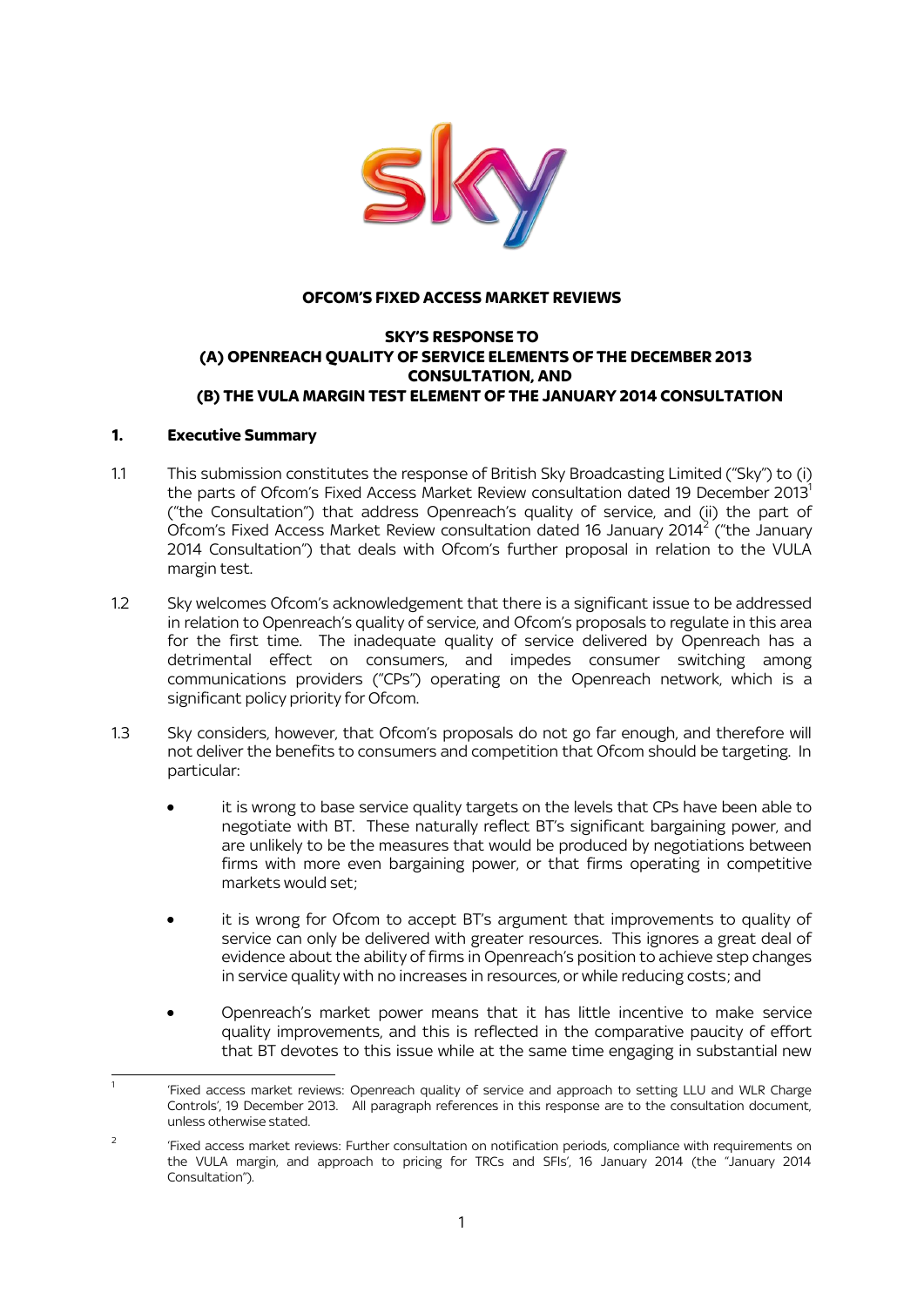**OFCOM'S FIXED ACCESS MARKET REVIEWS**

**SKY'S RESPONSE TO**
**(A) OPENREACH QUALITY OF SERVICE ELEMENTS OF THE DECEMBER 2013 CONSULTATION, AND**
**(B) THE VULA MARGIN TEST ELEMENT OF THE JANUARY 2014 CONSULTATION**

## 1. Executive Summary

1.1 This submission constitutes the response of British Sky Broadcasting Limited ("Sky") to (i) the parts of Ofcom's Fixed Access Market Review consultation dated 19 December 2013[1] ("the Consultation") that address Openreach's quality of service, and (ii) the part of Ofcom's Fixed Access Market Review consultation dated 16 January 2014[2] ("the January 2014 Consultation") that deals with Ofcom's further proposal in relation to the VULA margin test.

1.2 Sky welcomes Ofcom's acknowledgement that there is a significant issue to be addressed in relation to Openreach's quality of service, and Ofcom's proposals to regulate in this area for the first time. The inadequate quality of service delivered by Openreach has a detrimental effect on consumers, and impedes consumer switching among communications providers ("CPs") operating on the Openreach network, which is a significant policy priority for Ofcom.

1.3 Sky considers, however, that Ofcom's proposals do not go far enough, and therefore will not deliver the benefits to consumers and competition that Ofcom should be targeting. In particular:

- it is wrong to base service quality targets on the levels that CPs have been able to negotiate with BT. These naturally reflect BT's significant bargaining power, and are unlikely to be the measures that would be produced by negotiations between firms with more even bargaining power, or that firms operating in competitive markets would set;
- it is wrong for Ofcom to accept BT's argument that improvements to quality of service can only be delivered with greater resources. This ignores a great deal of evidence about the ability of firms in Openreach's position to achieve step changes in service quality with no increases in resources, or while reducing costs; and
- Openreach's market power means that it has little incentive to make service quality improvements, and this is reflected in the comparative paucity of effort that BT devotes to this issue while at the same time engaging in substantial new

---

[1] 'Fixed access market reviews: Openreach quality of service and approach to setting LLU and WLR Charge Controls', 19 December 2013. All paragraph references in this response are to the consultation document, unless otherwise stated.

[2] 'Fixed access market reviews: Further consultation on notification periods, compliance with requirements on the VULA margin, and approach to pricing for TRCs and SFIs', 16 January 2014 (the "January 2014 Consultation").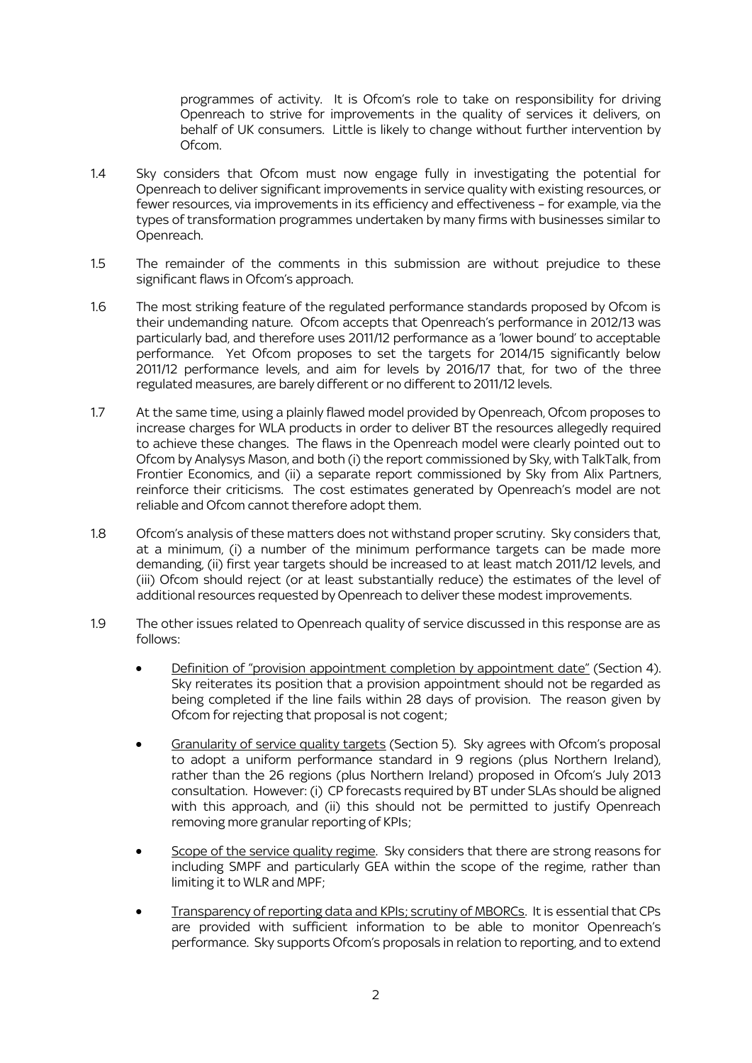programmes of activity. It is Ofcom's role to take on responsibility for driving Openreach to strive for improvements in the quality of services it delivers, on behalf of UK consumers. Little is likely to change without further intervention by Ofcom.

1.4 Sky considers that Ofcom must now engage fully in investigating the potential for Openreach to deliver significant improvements in service quality with existing resources, or fewer resources, via improvements in its efficiency and effectiveness – for example, via the types of transformation programmes undertaken by many firms with businesses similar to Openreach.

1.5 The remainder of the comments in this submission are without prejudice to these significant flaws in Ofcom's approach.

1.6 The most striking feature of the regulated performance standards proposed by Ofcom is their undemanding nature. Ofcom accepts that Openreach's performance in 2012/13 was particularly bad, and therefore uses 2011/12 performance as a 'lower bound' to acceptable performance. Yet Ofcom proposes to set the targets for 2014/15 significantly below 2011/12 performance levels, and aim for levels by 2016/17 that, for two of the three regulated measures, are barely different or no different to 2011/12 levels.

1.7 At the same time, using a plainly flawed model provided by Openreach, Ofcom proposes to increase charges for WLA products in order to deliver BT the resources allegedly required to achieve these changes. The flaws in the Openreach model were clearly pointed out to Ofcom by Analysys Mason, and both (i) the report commissioned by Sky, with TalkTalk, from Frontier Economics, and (ii) a separate report commissioned by Sky from Alix Partners, reinforce their criticisms. The cost estimates generated by Openreach's model are not reliable and Ofcom cannot therefore adopt them.

1.8 Ofcom's analysis of these matters does not withstand proper scrutiny. Sky considers that, at a minimum, (i) a number of the minimum performance targets can be made more demanding, (ii) first year targets should be increased to at least match 2011/12 levels, and (iii) Ofcom should reject (or at least substantially reduce) the estimates of the level of additional resources requested by Openreach to deliver these modest improvements.

1.9 The other issues related to Openreach quality of service discussed in this response are as follows:

- Definition of "provision appointment completion by appointment date" (Section 4). Sky reiterates its position that a provision appointment should not be regarded as being completed if the line fails within 28 days of provision. The reason given by Ofcom for rejecting that proposal is not cogent;
- Granularity of service quality targets (Section 5). Sky agrees with Ofcom's proposal to adopt a uniform performance standard in 9 regions (plus Northern Ireland), rather than the 26 regions (plus Northern Ireland) proposed in Ofcom's July 2013 consultation. However: (i) CP forecasts required by BT under SLAs should be aligned with this approach, and (ii) this should not be permitted to justify Openreach removing more granular reporting of KPIs;
- Scope of the service quality regime. Sky considers that there are strong reasons for including SMPF and particularly GEA within the scope of the regime, rather than limiting it to WLR and MPF;
- Transparency of reporting data and KPIs; scrutiny of MBORCs. It is essential that CPs are provided with sufficient information to be able to monitor Openreach's performance. Sky supports Ofcom's proposals in relation to reporting, and to extend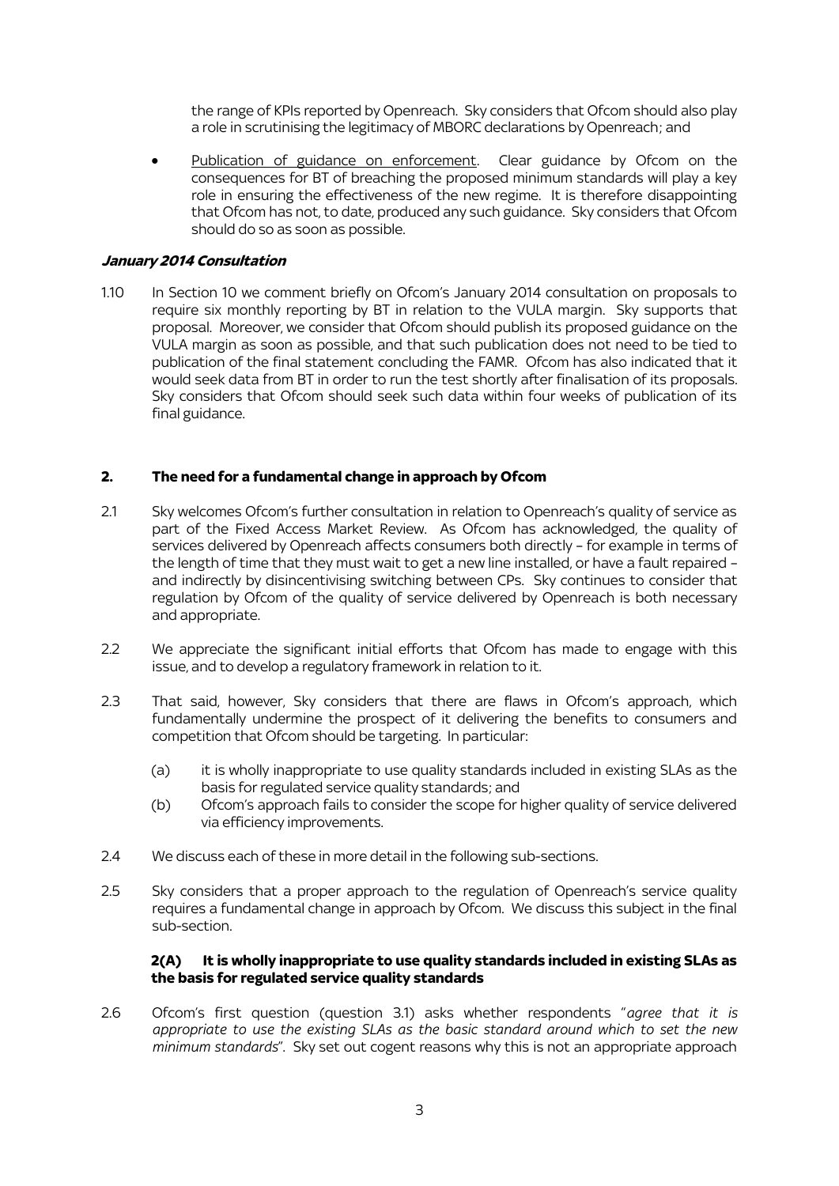the range of KPIs reported by Openreach. Sky considers that Ofcom should also play a role in scrutinising the legitimacy of MBORC declarations by Openreach; and

- Publication of guidance on enforcement. Clear guidance by Ofcom on the consequences for BT of breaching the proposed minimum standards will play a key role in ensuring the effectiveness of the new regime. It is therefore disappointing that Ofcom has not, to date, produced any such guidance. Sky considers that Ofcom should do so as soon as possible.

***January 2014 Consultation***

1.10 In Section 10 we comment briefly on Ofcom's January 2014 consultation on proposals to require six monthly reporting by BT in relation to the VULA margin. Sky supports that proposal. Moreover, we consider that Ofcom should publish its proposed guidance on the VULA margin as soon as possible, and that such publication does not need to be tied to publication of the final statement concluding the FAMR. Ofcom has also indicated that it would seek data from BT in order to run the test shortly after finalisation of its proposals. Sky considers that Ofcom should seek such data within four weeks of publication of its final guidance.

## 2. The need for a fundamental change in approach by Ofcom

2.1 Sky welcomes Ofcom's further consultation in relation to Openreach's quality of service as part of the Fixed Access Market Review. As Ofcom has acknowledged, the quality of services delivered by Openreach affects consumers both directly – for example in terms of the length of time that they must wait to get a new line installed, or have a fault repaired – and indirectly by disincentivising switching between CPs. Sky continues to consider that regulation by Ofcom of the quality of service delivered by Openreach is both necessary and appropriate.

2.2 We appreciate the significant initial efforts that Ofcom has made to engage with this issue, and to develop a regulatory framework in relation to it.

2.3 That said, however, Sky considers that there are flaws in Ofcom's approach, which fundamentally undermine the prospect of it delivering the benefits to consumers and competition that Ofcom should be targeting. In particular:

(a) it is wholly inappropriate to use quality standards included in existing SLAs as the basis for regulated service quality standards; and

(b) Ofcom's approach fails to consider the scope for higher quality of service delivered via efficiency improvements.

2.4 We discuss each of these in more detail in the following sub-sections.

2.5 Sky considers that a proper approach to the regulation of Openreach's service quality requires a fundamental change in approach by Ofcom. We discuss this subject in the final sub-section.

### 2(A) It is wholly inappropriate to use quality standards included in existing SLAs as the basis for regulated service quality standards

2.6 Ofcom's first question (question 3.1) asks whether respondents "*agree that it is appropriate to use the existing SLAs as the basic standard around which to set the new minimum standards*". Sky set out cogent reasons why this is not an appropriate approach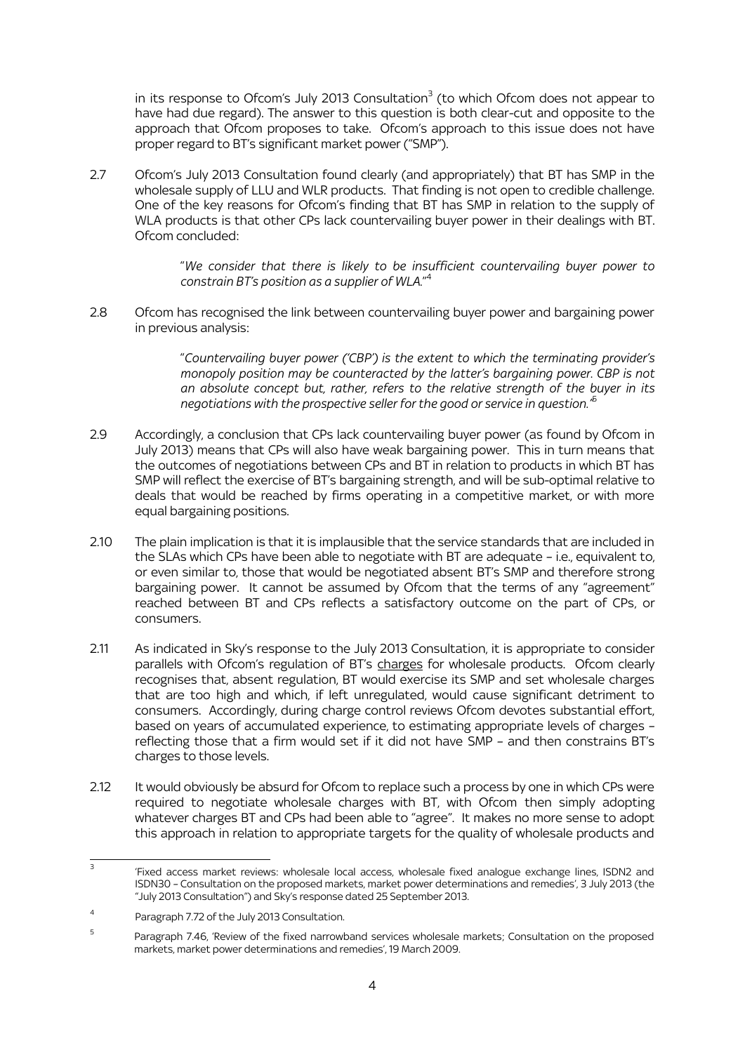in its response to Ofcom's July 2013 Consultation[3] (to which Ofcom does not appear to have had due regard). The answer to this question is both clear-cut and opposite to the approach that Ofcom proposes to take. Ofcom's approach to this issue does not have proper regard to BT's significant market power ("SMP").

2.7 Ofcom's July 2013 Consultation found clearly (and appropriately) that BT has SMP in the wholesale supply of LLU and WLR products. That finding is not open to credible challenge. One of the key reasons for Ofcom's finding that BT has SMP in relation to the supply of WLA products is that other CPs lack countervailing buyer power in their dealings with BT. Ofcom concluded:

> "*We consider that there is likely to be insufficient countervailing buyer power to constrain BT's position as a supplier of WLA.*"[4]

2.8 Ofcom has recognised the link between countervailing buyer power and bargaining power in previous analysis:

> "*Countervailing buyer power ('CBP') is the extent to which the terminating provider's monopoly position may be counteracted by the latter's bargaining power. CBP is not an absolute concept but, rather, refers to the relative strength of the buyer in its negotiations with the prospective seller for the good or service in question.*"[5]

2.9 Accordingly, a conclusion that CPs lack countervailing buyer power (as found by Ofcom in July 2013) means that CPs will also have weak bargaining power. This in turn means that the outcomes of negotiations between CPs and BT in relation to products in which BT has SMP will reflect the exercise of BT's bargaining strength, and will be sub-optimal relative to deals that would be reached by firms operating in a competitive market, or with more equal bargaining positions.

2.10 The plain implication is that it is implausible that the service standards that are included in the SLAs which CPs have been able to negotiate with BT are adequate – i.e., equivalent to, or even similar to, those that would be negotiated absent BT's SMP and therefore strong bargaining power. It cannot be assumed by Ofcom that the terms of any "agreement" reached between BT and CPs reflects a satisfactory outcome on the part of CPs, or consumers.

2.11 As indicated in Sky's response to the July 2013 Consultation, it is appropriate to consider parallels with Ofcom's regulation of BT's <u>charges</u> for wholesale products. Ofcom clearly recognises that, absent regulation, BT would exercise its SMP and set wholesale charges that are too high and which, if left unregulated, would cause significant detriment to consumers. Accordingly, during charge control reviews Ofcom devotes substantial effort, based on years of accumulated experience, to estimating appropriate levels of charges – reflecting those that a firm would set if it did not have SMP – and then constrains BT's charges to those levels.

2.12 It would obviously be absurd for Ofcom to replace such a process by one in which CPs were required to negotiate wholesale charges with BT, with Ofcom then simply adopting whatever charges BT and CPs had been able to "agree". It makes no more sense to adopt this approach in relation to appropriate targets for the quality of wholesale products and

---

[3] 'Fixed access market reviews: wholesale local access, wholesale fixed analogue exchange lines, ISDN2 and ISDN30 – Consultation on the proposed markets, market power determinations and remedies', 3 July 2013 (the "July 2013 Consultation") and Sky's response dated 25 September 2013.

[4] Paragraph 7.72 of the July 2013 Consultation.

[5] Paragraph 7.46, 'Review of the fixed narrowband services wholesale markets; Consultation on the proposed markets, market power determinations and remedies', 19 March 2009.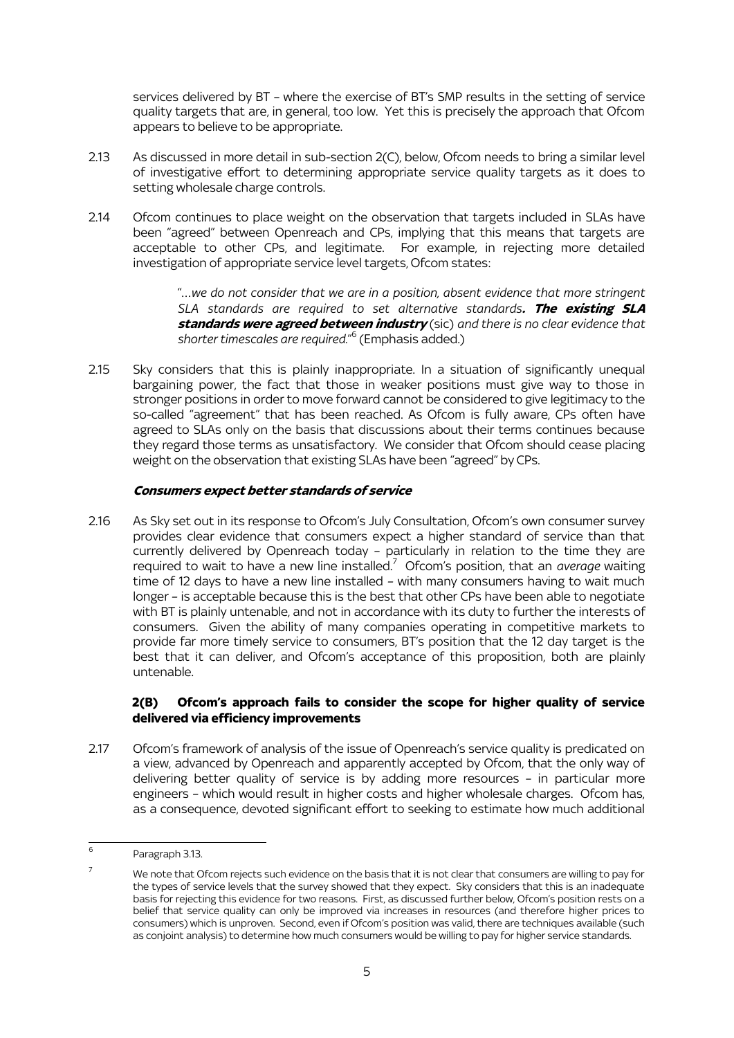services delivered by BT – where the exercise of BT's SMP results in the setting of service quality targets that are, in general, too low. Yet this is precisely the approach that Ofcom appears to believe to be appropriate.

2.13 As discussed in more detail in sub-section 2(C), below, Ofcom needs to bring a similar level of investigative effort to determining appropriate service quality targets as it does to setting wholesale charge controls.

2.14 Ofcom continues to place weight on the observation that targets included in SLAs have been "agreed" between Openreach and CPs, implying that this means that targets are acceptable to other CPs, and legitimate. For example, in rejecting more detailed investigation of appropriate service level targets, Ofcom states:

> "*…we do not consider that we are in a position, absent evidence that more stringent SLA standards are required to set alternative standards***. The existing SLA standards were agreed between industry** (sic) *and there is no clear evidence that shorter timescales are required.*"[6] (Emphasis added.)

2.15 Sky considers that this is plainly inappropriate. In a situation of significantly unequal bargaining power, the fact that those in weaker positions must give way to those in stronger positions in order to move forward cannot be considered to give legitimacy to the so-called "agreement" that has been reached. As Ofcom is fully aware, CPs often have agreed to SLAs only on the basis that discussions about their terms continues because they regard those terms as unsatisfactory. We consider that Ofcom should cease placing weight on the observation that existing SLAs have been "agreed" by CPs.

### *Consumers expect better standards of service*

2.16 As Sky set out in its response to Ofcom's July Consultation, Ofcom's own consumer survey provides clear evidence that consumers expect a higher standard of service than that currently delivered by Openreach today – particularly in relation to the time they are required to wait to have a new line installed.[7] Ofcom's position, that an *average* waiting time of 12 days to have a new line installed – with many consumers having to wait much longer – is acceptable because this is the best that other CPs have been able to negotiate with BT is plainly untenable, and not in accordance with its duty to further the interests of consumers. Given the ability of many companies operating in competitive markets to provide far more timely service to consumers, BT's position that the 12 day target is the best that it can deliver, and Ofcom's acceptance of this proposition, both are plainly untenable.

### 2(B) Ofcom's approach fails to consider the scope for higher quality of service delivered via efficiency improvements

2.17 Ofcom's framework of analysis of the issue of Openreach's service quality is predicated on a view, advanced by Openreach and apparently accepted by Ofcom, that the only way of delivering better quality of service is by adding more resources – in particular more engineers – which would result in higher costs and higher wholesale charges. Ofcom has, as a consequence, devoted significant effort to seeking to estimate how much additional

---

[6] Paragraph 3.13.

[7] We note that Ofcom rejects such evidence on the basis that it is not clear that consumers are willing to pay for the types of service levels that the survey showed that they expect. Sky considers that this is an inadequate basis for rejecting this evidence for two reasons. First, as discussed further below, Ofcom's position rests on a belief that service quality can only be improved via increases in resources (and therefore higher prices to consumers) which is unproven. Second, even if Ofcom's position was valid, there are techniques available (such as conjoint analysis) to determine how much consumers would be willing to pay for higher service standards.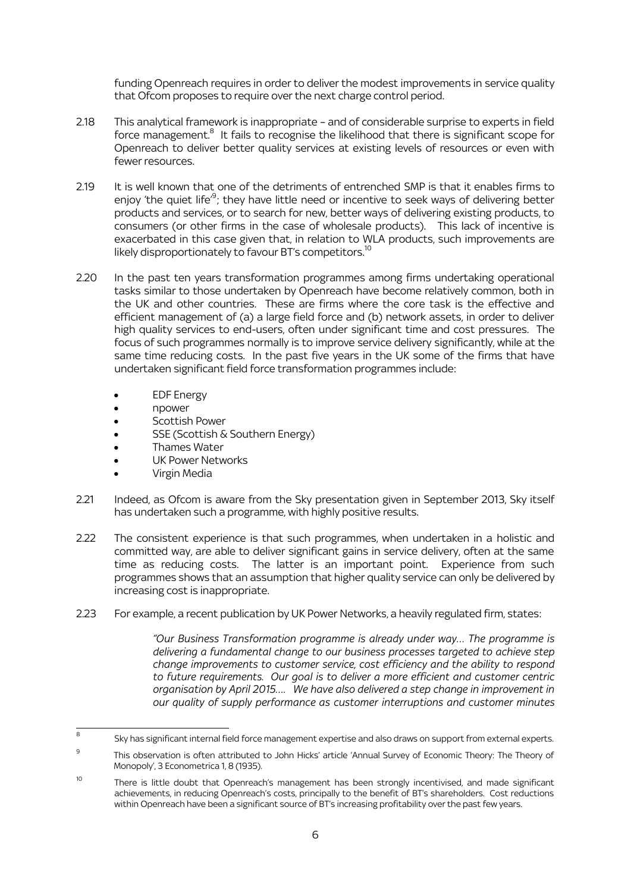funding Openreach requires in order to deliver the modest improvements in service quality that Ofcom proposes to require over the next charge control period.

2.18 This analytical framework is inappropriate – and of considerable surprise to experts in field force management.[8] It fails to recognise the likelihood that there is significant scope for Openreach to deliver better quality services at existing levels of resources or even with fewer resources.

2.19 It is well known that one of the detriments of entrenched SMP is that it enables firms to enjoy 'the quiet life'[9]; they have little need or incentive to seek ways of delivering better products and services, or to search for new, better ways of delivering existing products, to consumers (or other firms in the case of wholesale products). This lack of incentive is exacerbated in this case given that, in relation to WLA products, such improvements are likely disproportionately to favour BT's competitors.[10]

2.20 In the past ten years transformation programmes among firms undertaking operational tasks similar to those undertaken by Openreach have become relatively common, both in the UK and other countries. These are firms where the core task is the effective and efficient management of (a) a large field force and (b) network assets, in order to deliver high quality services to end-users, often under significant time and cost pressures. The focus of such programmes normally is to improve service delivery significantly, while at the same time reducing costs. In the past five years in the UK some of the firms that have undertaken significant field force transformation programmes include:

- EDF Energy
- npower
- Scottish Power
- SSE (Scottish & Southern Energy)
- Thames Water
- UK Power Networks
- Virgin Media

2.21 Indeed, as Ofcom is aware from the Sky presentation given in September 2013, Sky itself has undertaken such a programme, with highly positive results.

2.22 The consistent experience is that such programmes, when undertaken in a holistic and committed way, are able to deliver significant gains in service delivery, often at the same time as reducing costs. The latter is an important point. Experience from such programmes shows that an assumption that higher quality service can only be delivered by increasing cost is inappropriate.

2.23 For example, a recent publication by UK Power Networks, a heavily regulated firm, states:

> *"Our Business Transformation programme is already under way… The programme is delivering a fundamental change to our business processes targeted to achieve step change improvements to customer service, cost efficiency and the ability to respond to future requirements. Our goal is to deliver a more efficient and customer centric organisation by April 2015…. We have also delivered a step change in improvement in our quality of supply performance as customer interruptions and customer minutes*

---

[8] Sky has significant internal field force management expertise and also draws on support from external experts.

[9] This observation is often attributed to John Hicks' article 'Annual Survey of Economic Theory: The Theory of Monopoly', 3 Econometrica 1, 8 (1935).

[10] There is little doubt that Openreach's management has been strongly incentivised, and made significant achievements, in reducing Openreach's costs, principally to the benefit of BT's shareholders. Cost reductions within Openreach have been a significant source of BT's increasing profitability over the past few years.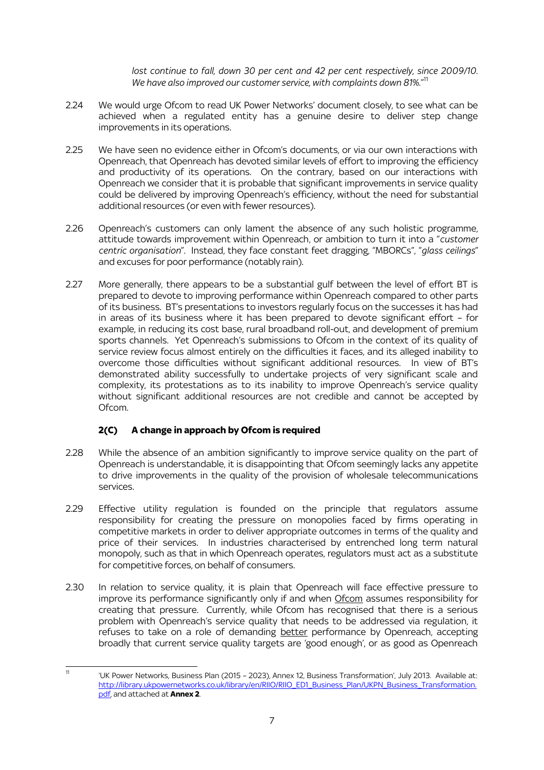*lost continue to fall, down 30 per cent and 42 per cent respectively, since 2009/10. We have also improved our customer service, with complaints down 81%.*"[11]

2.24 We would urge Ofcom to read UK Power Networks' document closely, to see what can be achieved when a regulated entity has a genuine desire to deliver step change improvements in its operations.

2.25 We have seen no evidence either in Ofcom's documents, or via our own interactions with Openreach, that Openreach has devoted similar levels of effort to improving the efficiency and productivity of its operations. On the contrary, based on our interactions with Openreach we consider that it is probable that significant improvements in service quality could be delivered by improving Openreach's efficiency, without the need for substantial additional resources (or even with fewer resources).

2.26 Openreach's customers can only lament the absence of any such holistic programme, attitude towards improvement within Openreach, or ambition to turn it into a "*customer centric organisation*". Instead, they face constant feet dragging, "MBORCs", "*glass ceilings*" and excuses for poor performance (notably rain).

2.27 More generally, there appears to be a substantial gulf between the level of effort BT is prepared to devote to improving performance within Openreach compared to other parts of its business. BT's presentations to investors regularly focus on the successes it has had in areas of its business where it has been prepared to devote significant effort – for example, in reducing its cost base, rural broadband roll-out, and development of premium sports channels. Yet Openreach's submissions to Ofcom in the context of its quality of service review focus almost entirely on the difficulties it faces, and its alleged inability to overcome those difficulties without significant additional resources. In view of BT's demonstrated ability successfully to undertake projects of very significant scale and complexity, its protestations as to its inability to improve Openreach's service quality without significant additional resources are not credible and cannot be accepted by Ofcom.

### 2(C) A change in approach by Ofcom is required

2.28 While the absence of an ambition significantly to improve service quality on the part of Openreach is understandable, it is disappointing that Ofcom seemingly lacks any appetite to drive improvements in the quality of the provision of wholesale telecommunications services.

2.29 Effective utility regulation is founded on the principle that regulators assume responsibility for creating the pressure on monopolies faced by firms operating in competitive markets in order to deliver appropriate outcomes in terms of the quality and price of their services. In industries characterised by entrenched long term natural monopoly, such as that in which Openreach operates, regulators must act as a substitute for competitive forces, on behalf of consumers.

2.30 In relation to service quality, it is plain that Openreach will face effective pressure to improve its performance significantly only if and when Ofcom assumes responsibility for creating that pressure. Currently, while Ofcom has recognised that there is a serious problem with Openreach's service quality that needs to be addressed via regulation, it refuses to take on a role of demanding better performance by Openreach, accepting broadly that current service quality targets are 'good enough', or as good as Openreach

---

[11] 'UK Power Networks, Business Plan (2015 – 2023), Annex 12, Business Transformation', July 2013. Available at: http://library.ukpowernetworks.co.uk/library/en/RIIO/RIIO_ED1_Business_Plan/UKPN_Business_Transformation.pdf, and attached at **Annex 2**.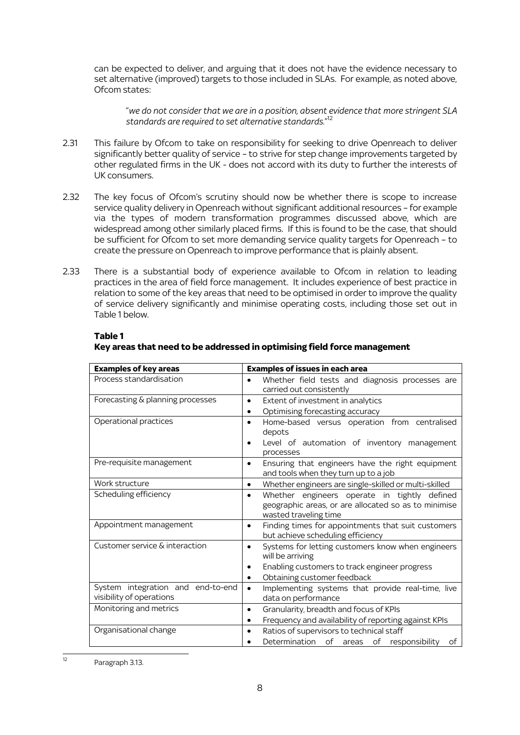can be expected to deliver, and arguing that it does not have the evidence necessary to set alternative (improved) targets to those included in SLAs. For example, as noted above, Ofcom states:

> "*we do not consider that we are in a position, absent evidence that more stringent SLA standards are required to set alternative standards.*"[12]

2.31 This failure by Ofcom to take on responsibility for seeking to drive Openreach to deliver significantly better quality of service – to strive for step change improvements targeted by other regulated firms in the UK - does not accord with its duty to further the interests of UK consumers.

2.32 The key focus of Ofcom's scrutiny should now be whether there is scope to increase service quality delivery in Openreach without significant additional resources – for example via the types of modern transformation programmes discussed above, which are widespread among other similarly placed firms. If this is found to be the case, that should be sufficient for Ofcom to set more demanding service quality targets for Openreach – to create the pressure on Openreach to improve performance that is plainly absent.

2.33 There is a substantial body of experience available to Ofcom in relation to leading practices in the area of field force management. It includes experience of best practice in relation to some of the key areas that need to be optimised in order to improve the quality of service delivery significantly and minimise operating costs, including those set out in Table 1 below.

**Table 1**
**Key areas that need to be addressed in optimising field force management**

| **Examples of key areas** | **Examples of issues in each area** |
|---|---|
| Process standardisation | • Whether field tests and diagnosis processes are carried out consistently |
| Forecasting & planning processes | • Extent of investment in analytics<br>• Optimising forecasting accuracy |
| Operational practices | • Home-based versus operation from centralised depots<br>• Level of automation of inventory management processes |
| Pre-requisite management | • Ensuring that engineers have the right equipment and tools when they turn up to a job |
| Work structure | • Whether engineers are single-skilled or multi-skilled |
| Scheduling efficiency | • Whether engineers operate in tightly defined geographic areas, or are allocated so as to minimise wasted traveling time |
| Appointment management | • Finding times for appointments that suit customers but achieve scheduling efficiency |
| Customer service & interaction | • Systems for letting customers know when engineers will be arriving<br>• Enabling customers to track engineer progress<br>• Obtaining customer feedback |
| System integration and end-to-end visibility of operations | • Implementing systems that provide real-time, live data on performance |
| Monitoring and metrics | • Granularity, breadth and focus of KPIs<br>• Frequency and availability of reporting against KPIs |
| Organisational change | • Ratios of supervisors to technical staff<br>• Determination of areas of responsibility of |

[12] Paragraph 3.13.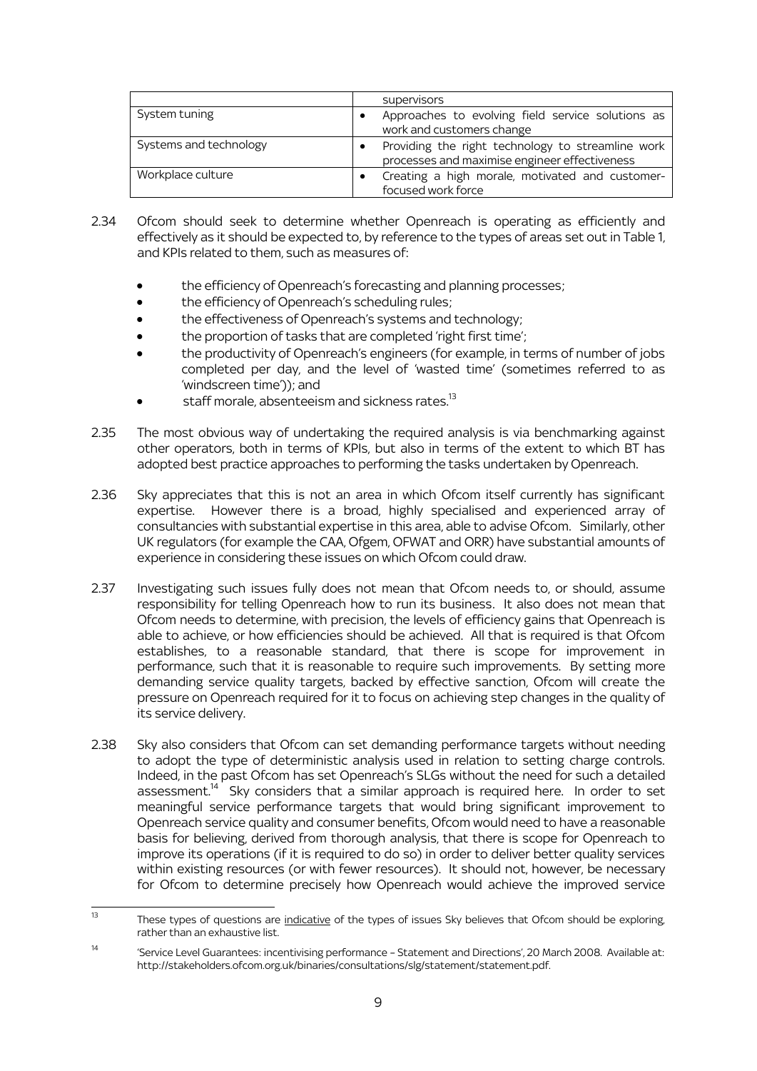| | |
|---|---|
| | supervisors |
| System tuning | • Approaches to evolving field service solutions as work and customers change |
| Systems and technology | • Providing the right technology to streamline work processes and maximise engineer effectiveness |
| Workplace culture | • Creating a high morale, motivated and customer-focused work force |

2.34 Ofcom should seek to determine whether Openreach is operating as efficiently and effectively as it should be expected to, by reference to the types of areas set out in Table 1, and KPIs related to them, such as measures of:

- the efficiency of Openreach's forecasting and planning processes;
- the efficiency of Openreach's scheduling rules;
- the effectiveness of Openreach's systems and technology;
- the proportion of tasks that are completed 'right first time';
- the productivity of Openreach's engineers (for example, in terms of number of jobs completed per day, and the level of 'wasted time' (sometimes referred to as 'windscreen time')); and
- staff morale, absenteeism and sickness rates.[13]

2.35 The most obvious way of undertaking the required analysis is via benchmarking against other operators, both in terms of KPIs, but also in terms of the extent to which BT has adopted best practice approaches to performing the tasks undertaken by Openreach.

2.36 Sky appreciates that this is not an area in which Ofcom itself currently has significant expertise. However there is a broad, highly specialised and experienced array of consultancies with substantial expertise in this area, able to advise Ofcom. Similarly, other UK regulators (for example the CAA, Ofgem, OFWAT and ORR) have substantial amounts of experience in considering these issues on which Ofcom could draw.

2.37 Investigating such issues fully does not mean that Ofcom needs to, or should, assume responsibility for telling Openreach how to run its business. It also does not mean that Ofcom needs to determine, with precision, the levels of efficiency gains that Openreach is able to achieve, or how efficiencies should be achieved. All that is required is that Ofcom establishes, to a reasonable standard, that there is scope for improvement in performance, such that it is reasonable to require such improvements. By setting more demanding service quality targets, backed by effective sanction, Ofcom will create the pressure on Openreach required for it to focus on achieving step changes in the quality of its service delivery.

2.38 Sky also considers that Ofcom can set demanding performance targets without needing to adopt the type of deterministic analysis used in relation to setting charge controls. Indeed, in the past Ofcom has set Openreach's SLGs without the need for such a detailed assessment.[14] Sky considers that a similar approach is required here. In order to set meaningful service performance targets that would bring significant improvement to Openreach service quality and consumer benefits, Ofcom would need to have a reasonable basis for believing, derived from thorough analysis, that there is scope for Openreach to improve its operations (if it is required to do so) in order to deliver better quality services within existing resources (or with fewer resources). It should not, however, be necessary for Ofcom to determine precisely how Openreach would achieve the improved service

[13] These types of questions are indicative of the types of issues Sky believes that Ofcom should be exploring, rather than an exhaustive list.

[14] 'Service Level Guarantees: incentivising performance – Statement and Directions', 20 March 2008. Available at: http://stakeholders.ofcom.org.uk/binaries/consultations/slg/statement/statement.pdf.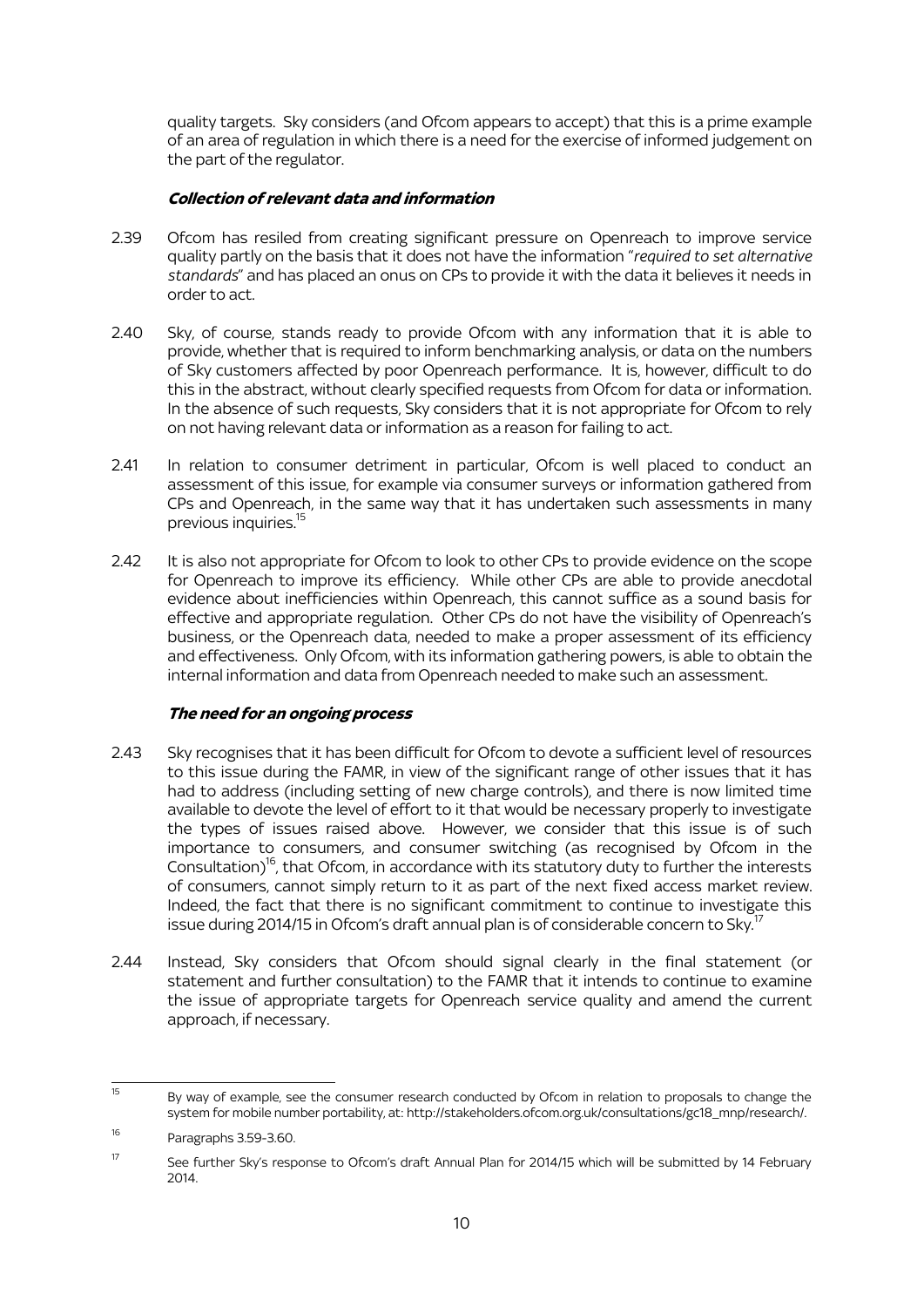quality targets. Sky considers (and Ofcom appears to accept) that this is a prime example of an area of regulation in which there is a need for the exercise of informed judgement on the part of the regulator.

### ***Collection of relevant data and information***

2.39 Ofcom has resiled from creating significant pressure on Openreach to improve service quality partly on the basis that it does not have the information "*required to set alternative standards*" and has placed an onus on CPs to provide it with the data it believes it needs in order to act.

2.40 Sky, of course, stands ready to provide Ofcom with any information that it is able to provide, whether that is required to inform benchmarking analysis, or data on the numbers of Sky customers affected by poor Openreach performance. It is, however, difficult to do this in the abstract, without clearly specified requests from Ofcom for data or information. In the absence of such requests, Sky considers that it is not appropriate for Ofcom to rely on not having relevant data or information as a reason for failing to act.

2.41 In relation to consumer detriment in particular, Ofcom is well placed to conduct an assessment of this issue, for example via consumer surveys or information gathered from CPs and Openreach, in the same way that it has undertaken such assessments in many previous inquiries.[15]

2.42 It is also not appropriate for Ofcom to look to other CPs to provide evidence on the scope for Openreach to improve its efficiency. While other CPs are able to provide anecdotal evidence about inefficiencies within Openreach, this cannot suffice as a sound basis for effective and appropriate regulation. Other CPs do not have the visibility of Openreach's business, or the Openreach data, needed to make a proper assessment of its efficiency and effectiveness. Only Ofcom, with its information gathering powers, is able to obtain the internal information and data from Openreach needed to make such an assessment.

### ***The need for an ongoing process***

2.43 Sky recognises that it has been difficult for Ofcom to devote a sufficient level of resources to this issue during the FAMR, in view of the significant range of other issues that it has had to address (including setting of new charge controls), and there is now limited time available to devote the level of effort to it that would be necessary properly to investigate the types of issues raised above. However, we consider that this issue is of such importance to consumers, and consumer switching (as recognised by Ofcom in the Consultation)[16], that Ofcom, in accordance with its statutory duty to further the interests of consumers, cannot simply return to it as part of the next fixed access market review. Indeed, the fact that there is no significant commitment to continue to investigate this issue during 2014/15 in Ofcom's draft annual plan is of considerable concern to Sky.[17]

2.44 Instead, Sky considers that Ofcom should signal clearly in the final statement (or statement and further consultation) to the FAMR that it intends to continue to examine the issue of appropriate targets for Openreach service quality and amend the current approach, if necessary.

---

[15] By way of example, see the consumer research conducted by Ofcom in relation to proposals to change the system for mobile number portability, at: http://stakeholders.ofcom.org.uk/consultations/gc18_mnp/research/.

[16] Paragraphs 3.59-3.60.

[17] See further Sky's response to Ofcom's draft Annual Plan for 2014/15 which will be submitted by 14 February 2014.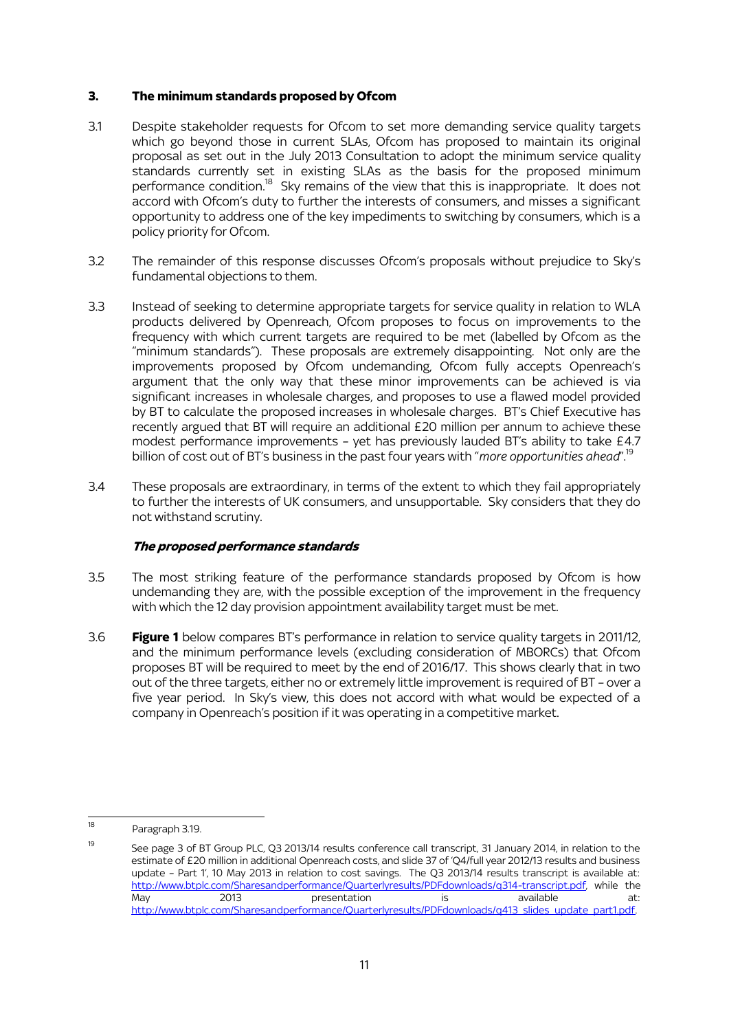## 3. The minimum standards proposed by Ofcom

3.1 Despite stakeholder requests for Ofcom to set more demanding service quality targets which go beyond those in current SLAs, Ofcom has proposed to maintain its original proposal as set out in the July 2013 Consultation to adopt the minimum service quality standards currently set in existing SLAs as the basis for the proposed minimum performance condition.[18] Sky remains of the view that this is inappropriate. It does not accord with Ofcom's duty to further the interests of consumers, and misses a significant opportunity to address one of the key impediments to switching by consumers, which is a policy priority for Ofcom.

3.2 The remainder of this response discusses Ofcom's proposals without prejudice to Sky's fundamental objections to them.

3.3 Instead of seeking to determine appropriate targets for service quality in relation to WLA products delivered by Openreach, Ofcom proposes to focus on improvements to the frequency with which current targets are required to be met (labelled by Ofcom as the "minimum standards"). These proposals are extremely disappointing. Not only are the improvements proposed by Ofcom undemanding, Ofcom fully accepts Openreach's argument that the only way that these minor improvements can be achieved is via significant increases in wholesale charges, and proposes to use a flawed model provided by BT to calculate the proposed increases in wholesale charges. BT's Chief Executive has recently argued that BT will require an additional £20 million per annum to achieve these modest performance improvements – yet has previously lauded BT's ability to take £4.7 billion of cost out of BT's business in the past four years with "*more opportunities ahead*".[19]

3.4 These proposals are extraordinary, in terms of the extent to which they fail appropriately to further the interests of UK consumers, and unsupportable. Sky considers that they do not withstand scrutiny.

### *The proposed performance standards*

3.5 The most striking feature of the performance standards proposed by Ofcom is how undemanding they are, with the possible exception of the improvement in the frequency with which the 12 day provision appointment availability target must be met.

3.6 **Figure 1** below compares BT's performance in relation to service quality targets in 2011/12, and the minimum performance levels (excluding consideration of MBORCs) that Ofcom proposes BT will be required to meet by the end of 2016/17. This shows clearly that in two out of the three targets, either no or extremely little improvement is required of BT – over a five year period. In Sky's view, this does not accord with what would be expected of a company in Openreach's position if it was operating in a competitive market.

---

[18] Paragraph 3.19.

[19] See page 3 of BT Group PLC, Q3 2013/14 results conference call transcript, 31 January 2014, in relation to the estimate of £20 million in additional Openreach costs, and slide 37 of 'Q4/full year 2012/13 results and business update – Part 1', 10 May 2013 in relation to cost savings. The Q3 2013/14 results transcript is available at: http://www.btplc.com/Sharesandperformance/Quarterlyresults/PDFdownloads/q314-transcript.pdf, while the May 2013 presentation is available at: http://www.btplc.com/Sharesandperformance/Quarterlyresults/PDFdownloads/q413_slides_update_part1.pdf.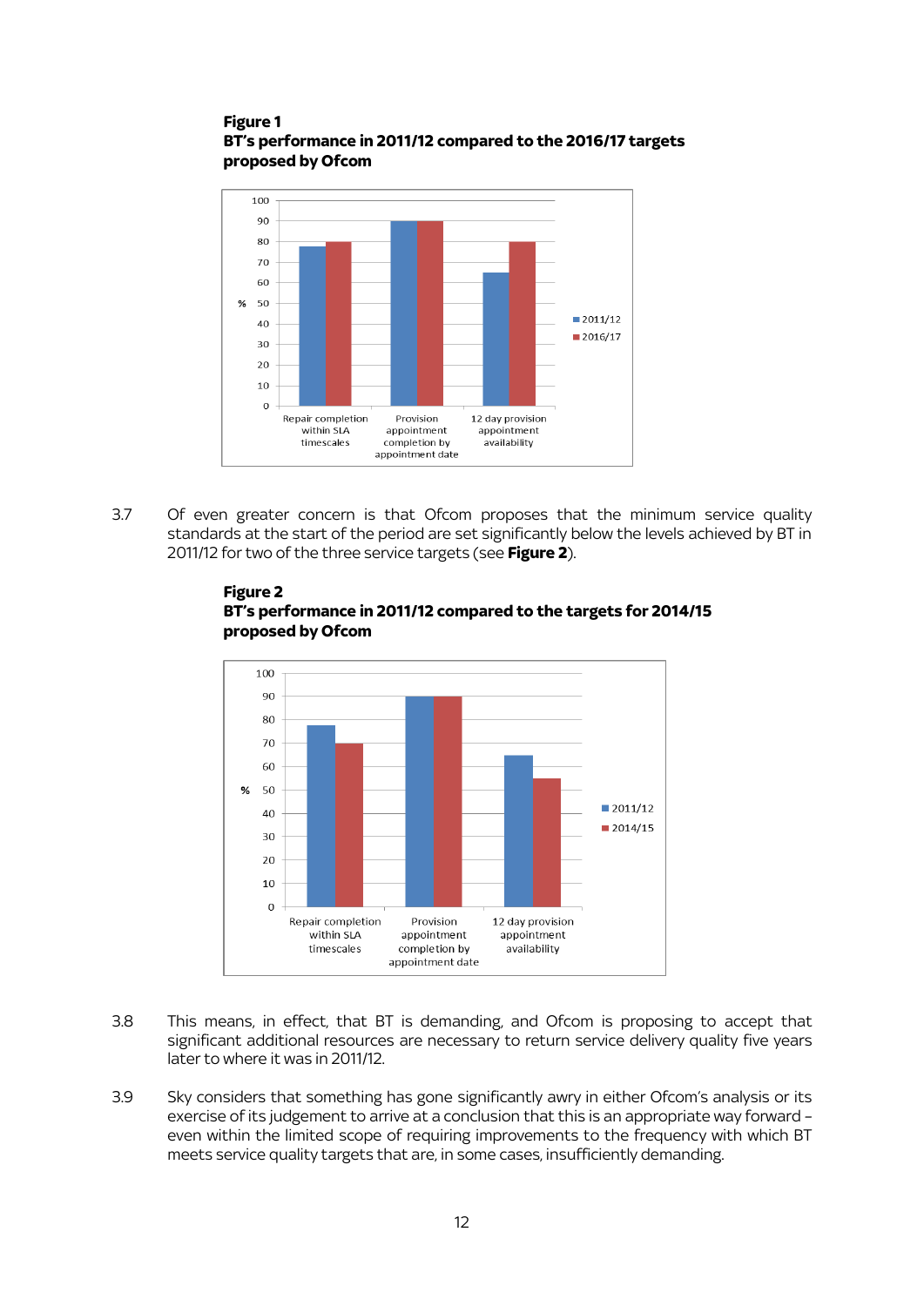**Figure 1**
**BT's performance in 2011/12 compared to the 2016/17 targets proposed by Ofcom**

3.7 Of even greater concern is that Ofcom proposes that the minimum service quality standards at the start of the period are set significantly below the levels achieved by BT in 2011/12 for two of the three service targets (see **Figure 2**).

**Figure 2**
**BT's performance in 2011/12 compared to the targets for 2014/15 proposed by Ofcom**

3.8 This means, in effect, that BT is demanding, and Ofcom is proposing to accept that significant additional resources are necessary to return service delivery quality five years later to where it was in 2011/12.

3.9 Sky considers that something has gone significantly awry in either Ofcom's analysis or its exercise of its judgement to arrive at a conclusion that this is an appropriate way forward – even within the limited scope of requiring improvements to the frequency with which BT meets service quality targets that are, in some cases, insufficiently demanding.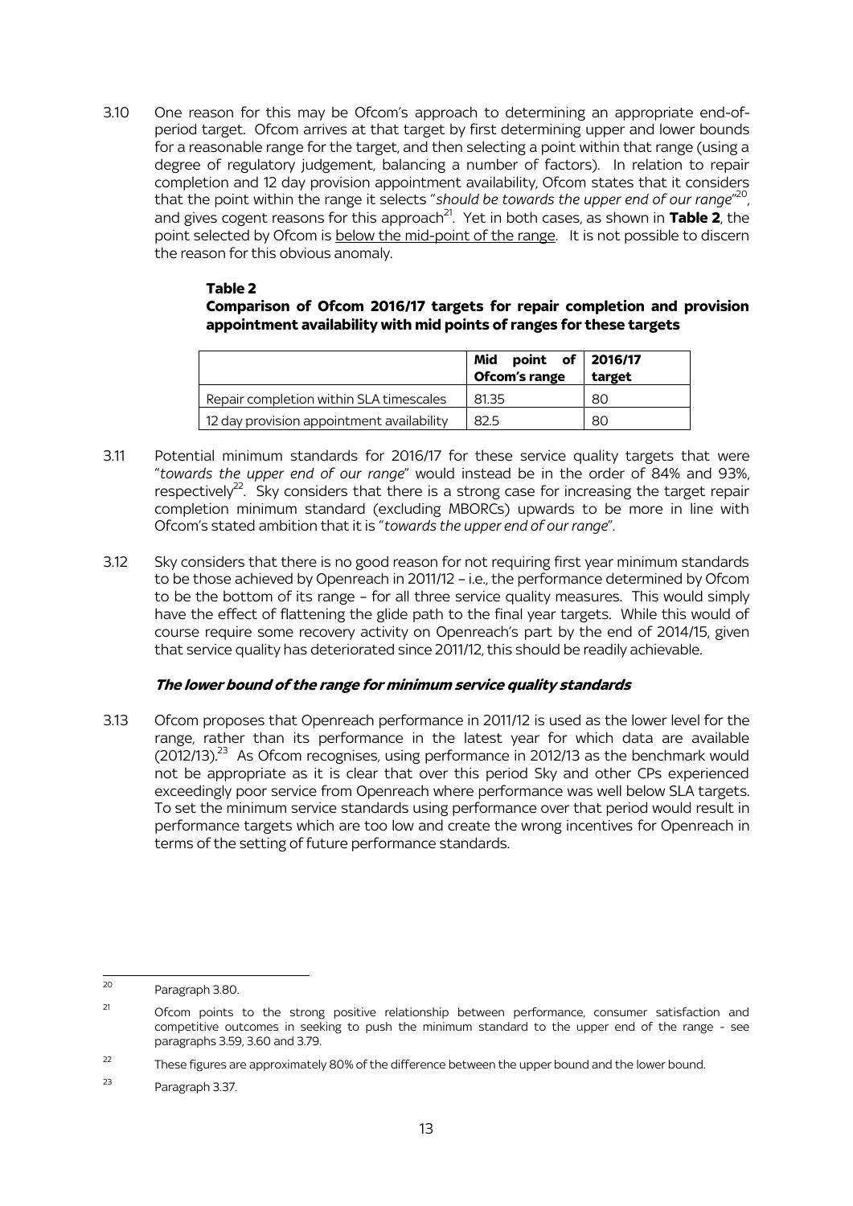3.10 One reason for this may be Ofcom's approach to determining an appropriate end-of-period target. Ofcom arrives at that target by first determining upper and lower bounds for a reasonable range for the target, and then selecting a point within that range (using a degree of regulatory judgement, balancing a number of factors). In relation to repair completion and 12 day provision appointment availability, Ofcom states that it considers that the point within the range it selects "*should be towards the upper end of our range*"[20], and gives cogent reasons for this approach[21]. Yet in both cases, as shown in **Table 2**, the point selected by Ofcom is below the mid-point of the range. It is not possible to discern the reason for this obvious anomaly.

**Table 2**

**Comparison of Ofcom 2016/17 targets for repair completion and provision appointment availability with mid points of ranges for these targets**

| | Mid point of Ofcom's range | 2016/17 target |
|---|---|---|
| Repair completion within SLA timescales | 81.35 | 80 |
| 12 day provision appointment availability | 82.5 | 80 |

3.11 Potential minimum standards for 2016/17 for these service quality targets that were "*towards the upper end of our range*" would instead be in the order of 84% and 93%, respectively[22]. Sky considers that there is a strong case for increasing the target repair completion minimum standard (excluding MBORCs) upwards to be more in line with Ofcom's stated ambition that it is "*towards the upper end of our range*".

3.12 Sky considers that there is no good reason for not requiring first year minimum standards to be those achieved by Openreach in 2011/12 – i.e., the performance determined by Ofcom to be the bottom of its range – for all three service quality measures. This would simply have the effect of flattening the glide path to the final year targets. While this would of course require some recovery activity on Openreach's part by the end of 2014/15, given that service quality has deteriorated since 2011/12, this should be readily achievable.

### *The lower bound of the range for minimum service quality standards*

3.13 Ofcom proposes that Openreach performance in 2011/12 is used as the lower level for the range, rather than its performance in the latest year for which data are available (2012/13).[23] As Ofcom recognises, using performance in 2012/13 as the benchmark would not be appropriate as it is clear that over this period Sky and other CPs experienced exceedingly poor service from Openreach where performance was well below SLA targets. To set the minimum service standards using performance over that period would result in performance targets which are too low and create the wrong incentives for Openreach in terms of the setting of future performance standards.

---

[20] Paragraph 3.80.

[21] Ofcom points to the strong positive relationship between performance, consumer satisfaction and competitive outcomes in seeking to push the minimum standard to the upper end of the range - see paragraphs 3.59, 3.60 and 3.79.

[22] These figures are approximately 80% of the difference between the upper bound and the lower bound.

[23] Paragraph 3.37.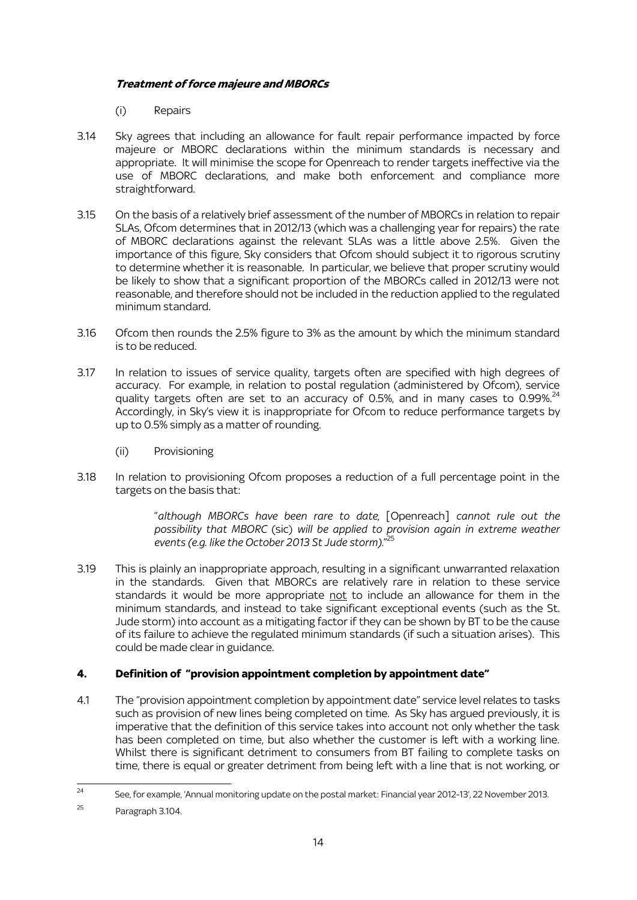***Treatment of force majeure and MBORCs***

(i) Repairs

3.14 Sky agrees that including an allowance for fault repair performance impacted by force majeure or MBORC declarations within the minimum standards is necessary and appropriate. It will minimise the scope for Openreach to render targets ineffective via the use of MBORC declarations, and make both enforcement and compliance more straightforward.

3.15 On the basis of a relatively brief assessment of the number of MBORCs in relation to repair SLAs, Ofcom determines that in 2012/13 (which was a challenging year for repairs) the rate of MBORC declarations against the relevant SLAs was a little above 2.5%. Given the importance of this figure, Sky considers that Ofcom should subject it to rigorous scrutiny to determine whether it is reasonable. In particular, we believe that proper scrutiny would be likely to show that a significant proportion of the MBORCs called in 2012/13 were not reasonable, and therefore should not be included in the reduction applied to the regulated minimum standard.

3.16 Ofcom then rounds the 2.5% figure to 3% as the amount by which the minimum standard is to be reduced.

3.17 In relation to issues of service quality, targets often are specified with high degrees of accuracy. For example, in relation to postal regulation (administered by Ofcom), service quality targets often are set to an accuracy of 0.5%, and in many cases to 0.99%.[24] Accordingly, in Sky's view it is inappropriate for Ofcom to reduce performance targets by up to 0.5% simply as a matter of rounding.

(ii) Provisioning

3.18 In relation to provisioning Ofcom proposes a reduction of a full percentage point in the targets on the basis that:

> "*although MBORCs have been rare to date,* [Openreach] *cannot rule out the possibility that MBORC* (sic) *will be applied to provision again in extreme weather events (e.g. like the October 2013 St Jude storm).*"[25]

3.19 This is plainly an inappropriate approach, resulting in a significant unwarranted relaxation in the standards. Given that MBORCs are relatively rare in relation to these service standards it would be more appropriate <u>not</u> to include an allowance for them in the minimum standards, and instead to take significant exceptional events (such as the St. Jude storm) into account as a mitigating factor if they can be shown by BT to be the cause of its failure to achieve the regulated minimum standards (if such a situation arises). This could be made clear in guidance.

## 4. Definition of "provision appointment completion by appointment date"

4.1 The "provision appointment completion by appointment date" service level relates to tasks such as provision of new lines being completed on time. As Sky has argued previously, it is imperative that the definition of this service takes into account not only whether the task has been completed on time, but also whether the customer is left with a working line. Whilst there is significant detriment to consumers from BT failing to complete tasks on time, there is equal or greater detriment from being left with a line that is not working, or

---

[24] See, for example, 'Annual monitoring update on the postal market: Financial year 2012-13', 22 November 2013.

[25] Paragraph 3.104.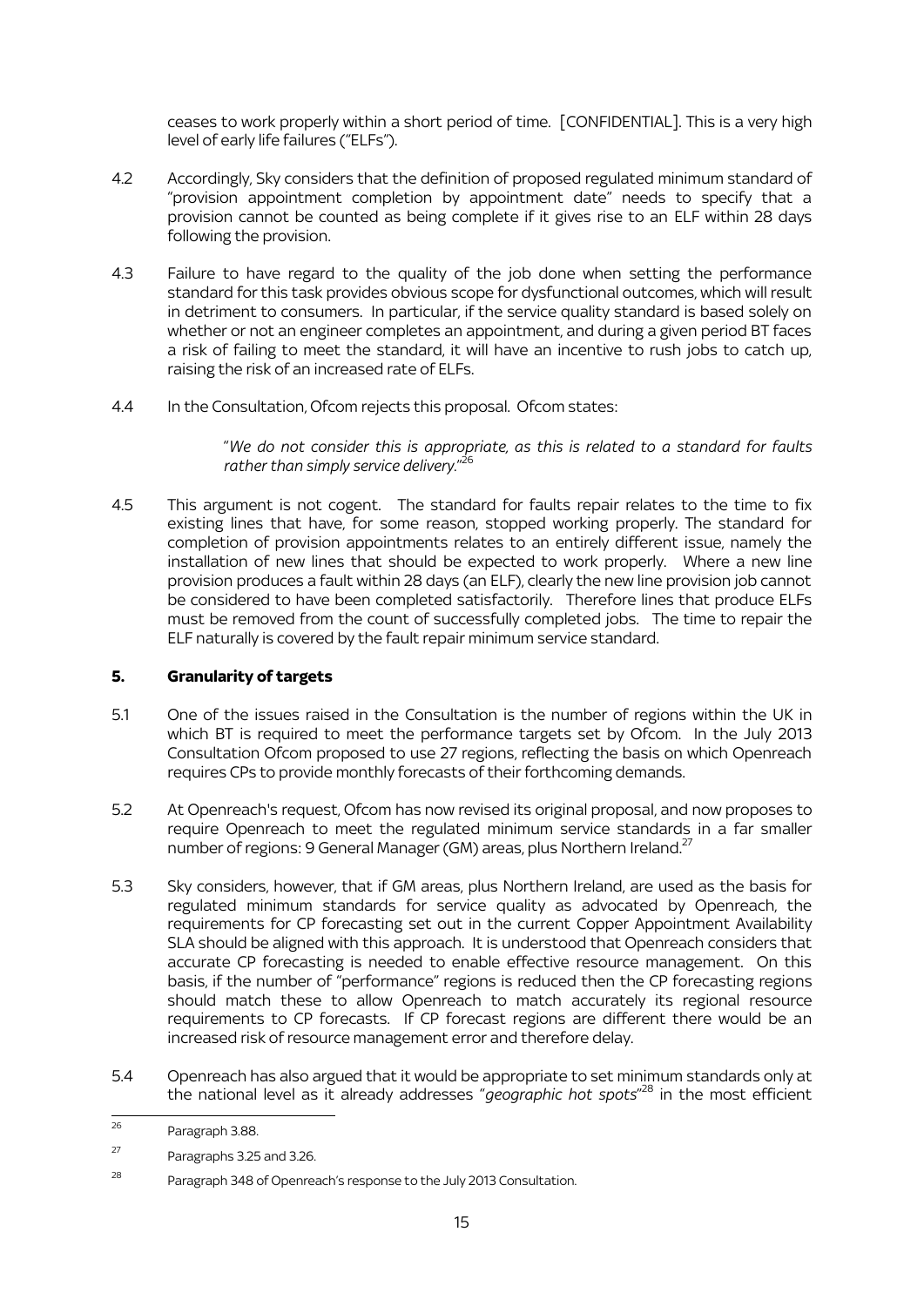ceases to work properly within a short period of time. [CONFIDENTIAL]. This is a very high level of early life failures ("ELFs").

4.2 Accordingly, Sky considers that the definition of proposed regulated minimum standard of "provision appointment completion by appointment date" needs to specify that a provision cannot be counted as being complete if it gives rise to an ELF within 28 days following the provision.

4.3 Failure to have regard to the quality of the job done when setting the performance standard for this task provides obvious scope for dysfunctional outcomes, which will result in detriment to consumers. In particular, if the service quality standard is based solely on whether or not an engineer completes an appointment, and during a given period BT faces a risk of failing to meet the standard, it will have an incentive to rush jobs to catch up, raising the risk of an increased rate of ELFs.

4.4 In the Consultation, Ofcom rejects this proposal. Ofcom states:

> "*We do not consider this is appropriate, as this is related to a standard for faults rather than simply service delivery.*"[26]

4.5 This argument is not cogent. The standard for faults repair relates to the time to fix existing lines that have, for some reason, stopped working properly. The standard for completion of provision appointments relates to an entirely different issue, namely the installation of new lines that should be expected to work properly. Where a new line provision produces a fault within 28 days (an ELF), clearly the new line provision job cannot be considered to have been completed satisfactorily. Therefore lines that produce ELFs must be removed from the count of successfully completed jobs. The time to repair the ELF naturally is covered by the fault repair minimum service standard.

## 5. Granularity of targets

5.1 One of the issues raised in the Consultation is the number of regions within the UK in which BT is required to meet the performance targets set by Ofcom. In the July 2013 Consultation Ofcom proposed to use 27 regions, reflecting the basis on which Openreach requires CPs to provide monthly forecasts of their forthcoming demands.

5.2 At Openreach's request, Ofcom has now revised its original proposal, and now proposes to require Openreach to meet the regulated minimum service standards in a far smaller number of regions: 9 General Manager (GM) areas, plus Northern Ireland.[27]

5.3 Sky considers, however, that if GM areas, plus Northern Ireland, are used as the basis for regulated minimum standards for service quality as advocated by Openreach, the requirements for CP forecasting set out in the current Copper Appointment Availability SLA should be aligned with this approach. It is understood that Openreach considers that accurate CP forecasting is needed to enable effective resource management. On this basis, if the number of "performance" regions is reduced then the CP forecasting regions should match these to allow Openreach to match accurately its regional resource requirements to CP forecasts. If CP forecast regions are different there would be an increased risk of resource management error and therefore delay.

5.4 Openreach has also argued that it would be appropriate to set minimum standards only at the national level as it already addresses "*geographic hot spots*"[28] in the most efficient

---

[26] Paragraph 3.88.

[27] Paragraphs 3.25 and 3.26.

[28] Paragraph 348 of Openreach's response to the July 2013 Consultation.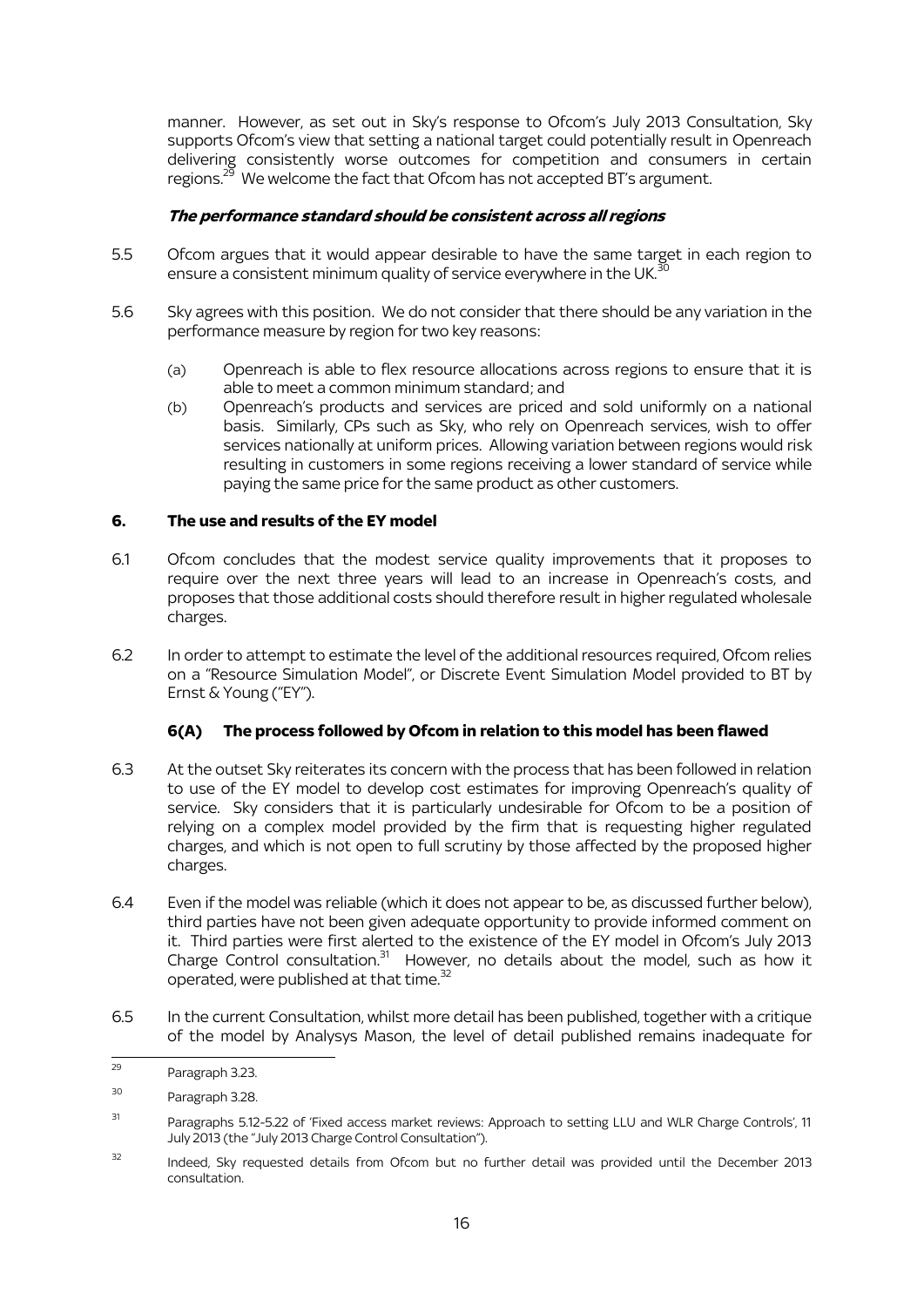manner. However, as set out in Sky's response to Ofcom's July 2013 Consultation, Sky supports Ofcom's view that setting a national target could potentially result in Openreach delivering consistently worse outcomes for competition and consumers in certain regions.[29] We welcome the fact that Ofcom has not accepted BT's argument.

***The performance standard should be consistent across all regions***

5.5 Ofcom argues that it would appear desirable to have the same target in each region to ensure a consistent minimum quality of service everywhere in the UK.[30]

5.6 Sky agrees with this position. We do not consider that there should be any variation in the performance measure by region for two key reasons:

(a) Openreach is able to flex resource allocations across regions to ensure that it is able to meet a common minimum standard; and

(b) Openreach's products and services are priced and sold uniformly on a national basis. Similarly, CPs such as Sky, who rely on Openreach services, wish to offer services nationally at uniform prices. Allowing variation between regions would risk resulting in customers in some regions receiving a lower standard of service while paying the same price for the same product as other customers.

## 6. The use and results of the EY model

6.1 Ofcom concludes that the modest service quality improvements that it proposes to require over the next three years will lead to an increase in Openreach's costs, and proposes that those additional costs should therefore result in higher regulated wholesale charges.

6.2 In order to attempt to estimate the level of the additional resources required, Ofcom relies on a "Resource Simulation Model", or Discrete Event Simulation Model provided to BT by Ernst & Young ("EY").

### 6(A) The process followed by Ofcom in relation to this model has been flawed

6.3 At the outset Sky reiterates its concern with the process that has been followed in relation to use of the EY model to develop cost estimates for improving Openreach's quality of service. Sky considers that it is particularly undesirable for Ofcom to be a position of relying on a complex model provided by the firm that is requesting higher regulated charges, and which is not open to full scrutiny by those affected by the proposed higher charges.

6.4 Even if the model was reliable (which it does not appear to be, as discussed further below), third parties have not been given adequate opportunity to provide informed comment on it. Third parties were first alerted to the existence of the EY model in Ofcom's July 2013 Charge Control consultation.[31] However, no details about the model, such as how it operated, were published at that time.[32]

6.5 In the current Consultation, whilst more detail has been published, together with a critique of the model by Analysys Mason, the level of detail published remains inadequate for

---

[29] Paragraph 3.23.

[30] Paragraph 3.28.

[31] Paragraphs 5.12-5.22 of 'Fixed access market reviews: Approach to setting LLU and WLR Charge Controls', 11 July 2013 (the "July 2013 Charge Control Consultation").

[32] Indeed, Sky requested details from Ofcom but no further detail was provided until the December 2013 consultation.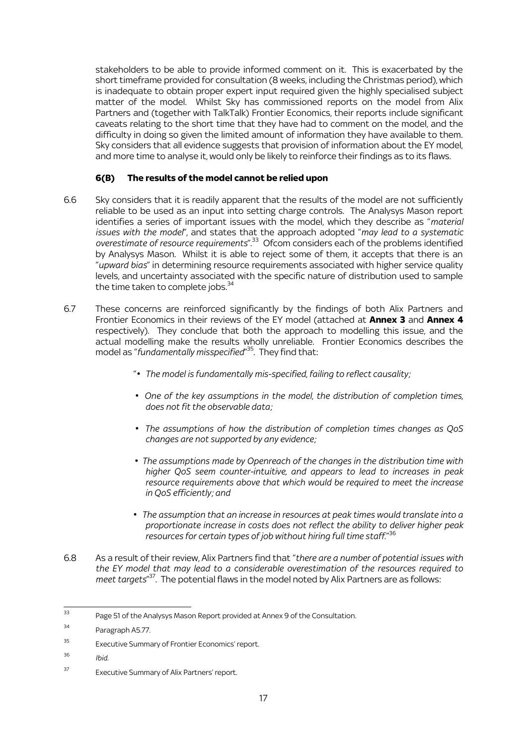stakeholders to be able to provide informed comment on it. This is exacerbated by the short timeframe provided for consultation (8 weeks, including the Christmas period), which is inadequate to obtain proper expert input required given the highly specialised subject matter of the model. Whilst Sky has commissioned reports on the model from Alix Partners and (together with TalkTalk) Frontier Economics, their reports include significant caveats relating to the short time that they have had to comment on the model, and the difficulty in doing so given the limited amount of information they have available to them. Sky considers that all evidence suggests that provision of information about the EY model, and more time to analyse it, would only be likely to reinforce their findings as to its flaws.

### 6(B) The results of the model cannot be relied upon

6.6 Sky considers that it is readily apparent that the results of the model are not sufficiently reliable to be used as an input into setting charge controls. The Analysys Mason report identifies a series of important issues with the model, which they describe as "*material issues with the model*", and states that the approach adopted "*may lead to a systematic overestimate of resource requirements*".[33] Ofcom considers each of the problems identified by Analysys Mason. Whilst it is able to reject some of them, it accepts that there is an "*upward bias*" in determining resource requirements associated with higher service quality levels, and uncertainty associated with the specific nature of distribution used to sample the time taken to complete jobs.[34]

6.7 These concerns are reinforced significantly by the findings of both Alix Partners and Frontier Economics in their reviews of the EY model (attached at **Annex 3** and **Annex 4** respectively). They conclude that both the approach to modelling this issue, and the actual modelling make the results wholly unreliable. Frontier Economics describes the model as "*fundamentally misspecified*"[35]. They find that:

> "• *The model is fundamentally mis-specified, failing to reflect causality;*
>
> • *One of the key assumptions in the model, the distribution of completion times, does not fit the observable data;*
>
> • *The assumptions of how the distribution of completion times changes as QoS changes are not supported by any evidence;*
>
> • *The assumptions made by Openreach of the changes in the distribution time with higher QoS seem counter-intuitive, and appears to lead to increases in peak resource requirements above that which would be required to meet the increase in QoS efficiently; and*
>
> • *The assumption that an increase in resources at peak times would translate into a proportionate increase in costs does not reflect the ability to deliver higher peak resources for certain types of job without hiring full time staff.*"[36]

6.8 As a result of their review, Alix Partners find that "*there are a number of potential issues with the EY model that may lead to a considerable overestimation of the resources required to meet targets*"[37]. The potential flaws in the model noted by Alix Partners are as follows:

---

[33] Page 51 of the Analysys Mason Report provided at Annex 9 of the Consultation.

[34] Paragraph A5.77.

[35] Executive Summary of Frontier Economics' report.

[36] *Ibid.*

[37] Executive Summary of Alix Partners' report.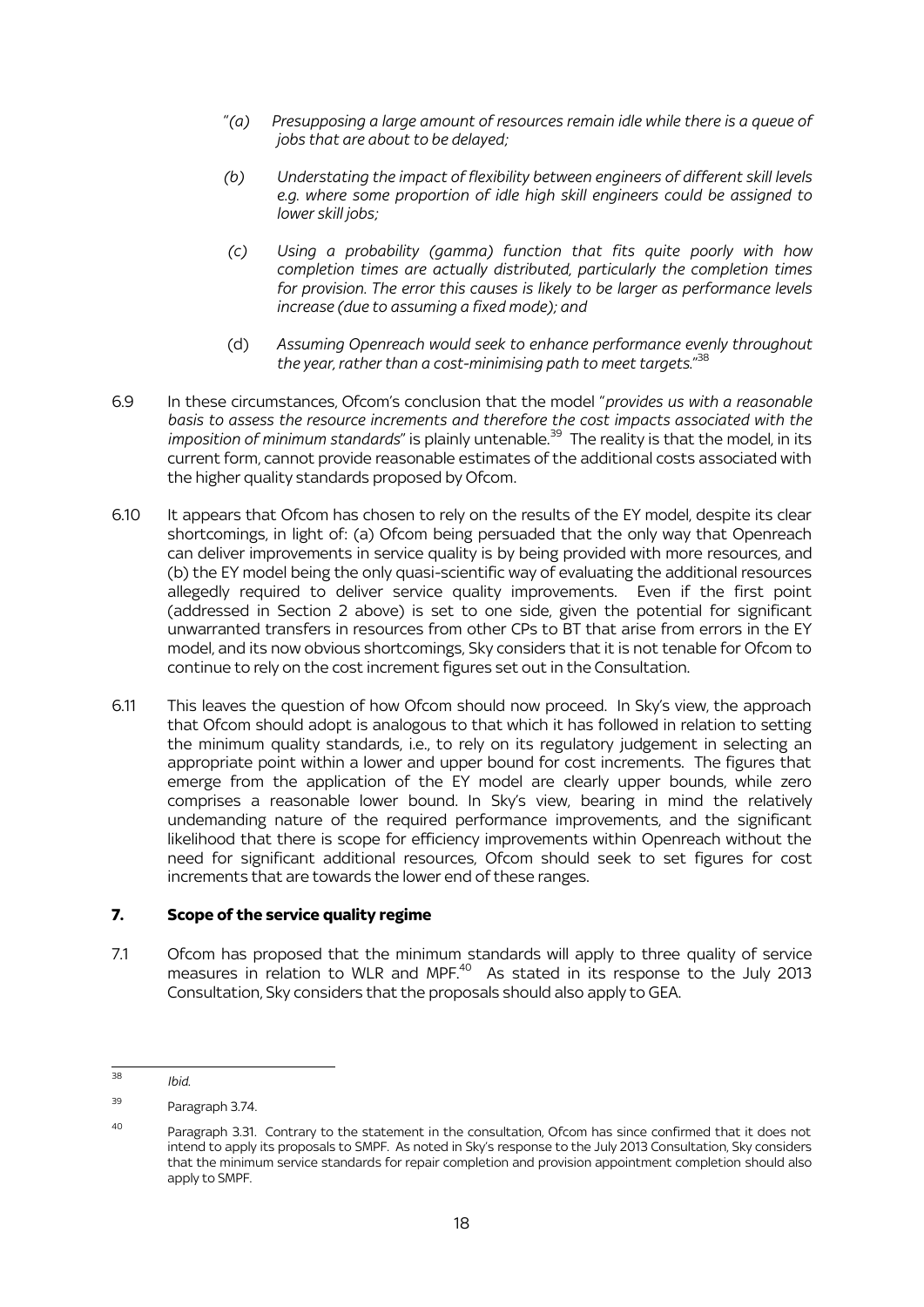"*(a) Presupposing a large amount of resources remain idle while there is a queue of jobs that are about to be delayed;*

*(b) Understating the impact of flexibility between engineers of different skill levels e.g. where some proportion of idle high skill engineers could be assigned to lower skill jobs;*

*(c) Using a probability (gamma) function that fits quite poorly with how completion times are actually distributed, particularly the completion times for provision. The error this causes is likely to be larger as performance levels increase (due to assuming a fixed mode); and*

(d) *Assuming Openreach would seek to enhance performance evenly throughout the year, rather than a cost-minimising path to meet targets.*"[38]

6.9 In these circumstances, Ofcom's conclusion that the model "*provides us with a reasonable basis to assess the resource increments and therefore the cost impacts associated with the imposition of minimum standards*" is plainly untenable.[39] The reality is that the model, in its current form, cannot provide reasonable estimates of the additional costs associated with the higher quality standards proposed by Ofcom.

6.10 It appears that Ofcom has chosen to rely on the results of the EY model, despite its clear shortcomings, in light of: (a) Ofcom being persuaded that the only way that Openreach can deliver improvements in service quality is by being provided with more resources, and (b) the EY model being the only quasi-scientific way of evaluating the additional resources allegedly required to deliver service quality improvements. Even if the first point (addressed in Section 2 above) is set to one side, given the potential for significant unwarranted transfers in resources from other CPs to BT that arise from errors in the EY model, and its now obvious shortcomings, Sky considers that it is not tenable for Ofcom to continue to rely on the cost increment figures set out in the Consultation.

6.11 This leaves the question of how Ofcom should now proceed. In Sky's view, the approach that Ofcom should adopt is analogous to that which it has followed in relation to setting the minimum quality standards, i.e., to rely on its regulatory judgement in selecting an appropriate point within a lower and upper bound for cost increments. The figures that emerge from the application of the EY model are clearly upper bounds, while zero comprises a reasonable lower bound. In Sky's view, bearing in mind the relatively undemanding nature of the required performance improvements, and the significant likelihood that there is scope for efficiency improvements within Openreach without the need for significant additional resources, Ofcom should seek to set figures for cost increments that are towards the lower end of these ranges.

## 7. Scope of the service quality regime

7.1 Ofcom has proposed that the minimum standards will apply to three quality of service measures in relation to WLR and MPF.[40] As stated in its response to the July 2013 Consultation, Sky considers that the proposals should also apply to GEA.

---

[38] *Ibid.*

[39] Paragraph 3.74.

[40] Paragraph 3.31. Contrary to the statement in the consultation, Ofcom has since confirmed that it does not intend to apply its proposals to SMPF. As noted in Sky's response to the July 2013 Consultation, Sky considers that the minimum service standards for repair completion and provision appointment completion should also apply to SMPF.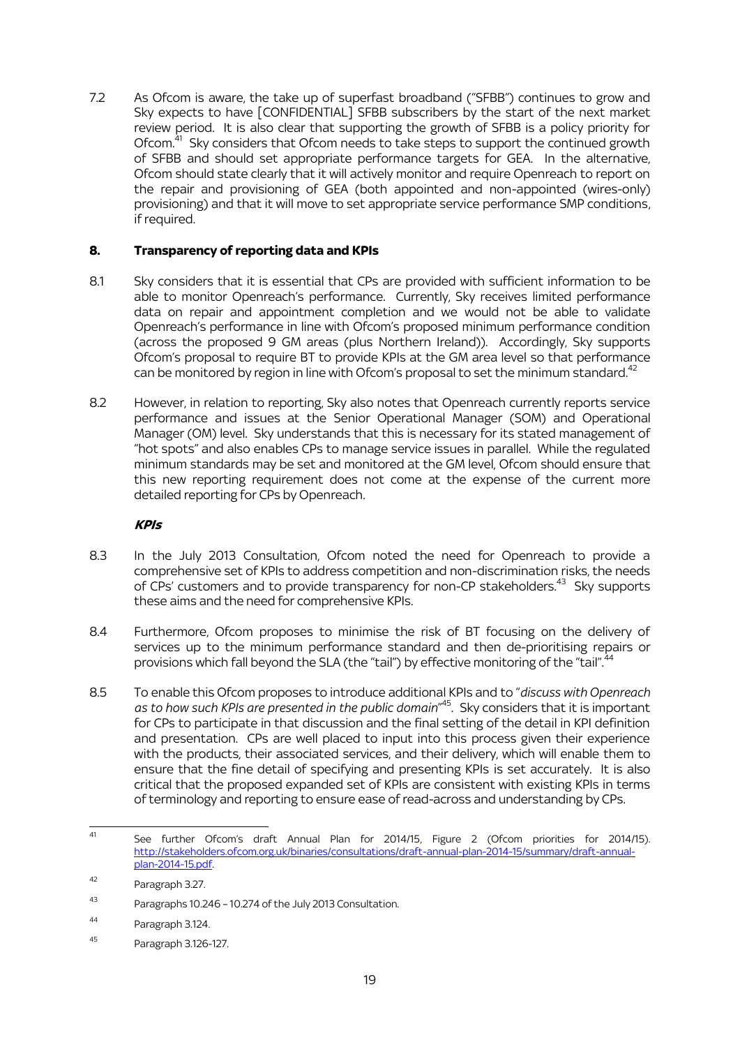7.2 As Ofcom is aware, the take up of superfast broadband ("SFBB") continues to grow and Sky expects to have [CONFIDENTIAL] SFBB subscribers by the start of the next market review period. It is also clear that supporting the growth of SFBB is a policy priority for Ofcom.[41] Sky considers that Ofcom needs to take steps to support the continued growth of SFBB and should set appropriate performance targets for GEA. In the alternative, Ofcom should state clearly that it will actively monitor and require Openreach to report on the repair and provisioning of GEA (both appointed and non-appointed (wires-only) provisioning) and that it will move to set appropriate service performance SMP conditions, if required.

## 8. Transparency of reporting data and KPIs

8.1 Sky considers that it is essential that CPs are provided with sufficient information to be able to monitor Openreach's performance. Currently, Sky receives limited performance data on repair and appointment completion and we would not be able to validate Openreach's performance in line with Ofcom's proposed minimum performance condition (across the proposed 9 GM areas (plus Northern Ireland)). Accordingly, Sky supports Ofcom's proposal to require BT to provide KPIs at the GM area level so that performance can be monitored by region in line with Ofcom's proposal to set the minimum standard.[42]

8.2 However, in relation to reporting, Sky also notes that Openreach currently reports service performance and issues at the Senior Operational Manager (SOM) and Operational Manager (OM) level. Sky understands that this is necessary for its stated management of "hot spots" and also enables CPs to manage service issues in parallel. While the regulated minimum standards may be set and monitored at the GM level, Ofcom should ensure that this new reporting requirement does not come at the expense of the current more detailed reporting for CPs by Openreach.

### *KPIs*

8.3 In the July 2013 Consultation, Ofcom noted the need for Openreach to provide a comprehensive set of KPIs to address competition and non-discrimination risks, the needs of CPs' customers and to provide transparency for non-CP stakeholders.[43] Sky supports these aims and the need for comprehensive KPIs.

8.4 Furthermore, Ofcom proposes to minimise the risk of BT focusing on the delivery of services up to the minimum performance standard and then de-prioritising repairs or provisions which fall beyond the SLA (the "tail") by effective monitoring of the "tail".[44]

8.5 To enable this Ofcom proposes to introduce additional KPIs and to "*discuss with Openreach as to how such KPIs are presented in the public domain*"[45]. Sky considers that it is important for CPs to participate in that discussion and the final setting of the detail in KPI definition and presentation. CPs are well placed to input into this process given their experience with the products, their associated services, and their delivery, which will enable them to ensure that the fine detail of specifying and presenting KPIs is set accurately. It is also critical that the proposed expanded set of KPIs are consistent with existing KPIs in terms of terminology and reporting to ensure ease of read-across and understanding by CPs.

---

[41] See further Ofcom's draft Annual Plan for 2014/15, Figure 2 (Ofcom priorities for 2014/15). http://stakeholders.ofcom.org.uk/binaries/consultations/draft-annual-plan-2014-15/summary/draft-annual-plan-2014-15.pdf.

[42] Paragraph 3.27.

[43] Paragraphs 10.246 – 10.274 of the July 2013 Consultation.

[44] Paragraph 3.124.

[45] Paragraph 3.126-127.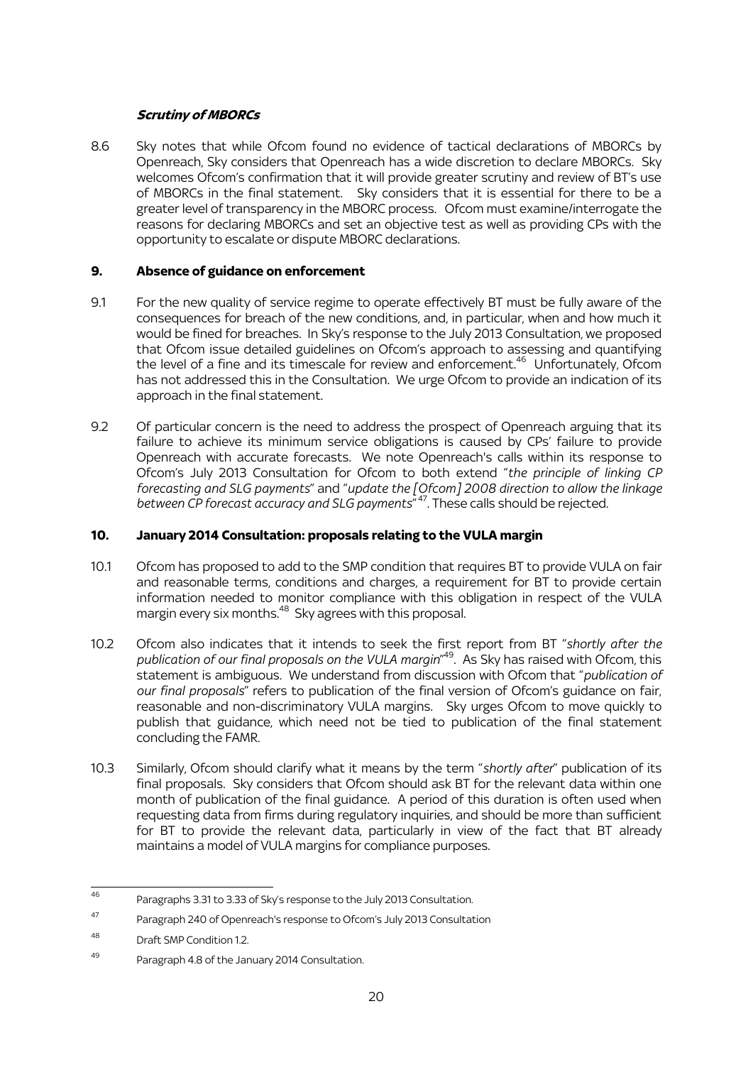***Scrutiny of MBORCs***

8.6 Sky notes that while Ofcom found no evidence of tactical declarations of MBORCs by Openreach, Sky considers that Openreach has a wide discretion to declare MBORCs. Sky welcomes Ofcom's confirmation that it will provide greater scrutiny and review of BT's use of MBORCs in the final statement. Sky considers that it is essential for there to be a greater level of transparency in the MBORC process. Ofcom must examine/interrogate the reasons for declaring MBORCs and set an objective test as well as providing CPs with the opportunity to escalate or dispute MBORC declarations.

## 9. Absence of guidance on enforcement

9.1 For the new quality of service regime to operate effectively BT must be fully aware of the consequences for breach of the new conditions, and, in particular, when and how much it would be fined for breaches. In Sky's response to the July 2013 Consultation, we proposed that Ofcom issue detailed guidelines on Ofcom's approach to assessing and quantifying the level of a fine and its timescale for review and enforcement.[46] Unfortunately, Ofcom has not addressed this in the Consultation. We urge Ofcom to provide an indication of its approach in the final statement.

9.2 Of particular concern is the need to address the prospect of Openreach arguing that its failure to achieve its minimum service obligations is caused by CPs' failure to provide Openreach with accurate forecasts. We note Openreach's calls within its response to Ofcom's July 2013 Consultation for Ofcom to both extend "*the principle of linking CP forecasting and SLG payments*" and "*update the [Ofcom] 2008 direction to allow the linkage between CP forecast accuracy and SLG payments*"[47]. These calls should be rejected.

## 10. January 2014 Consultation: proposals relating to the VULA margin

10.1 Ofcom has proposed to add to the SMP condition that requires BT to provide VULA on fair and reasonable terms, conditions and charges, a requirement for BT to provide certain information needed to monitor compliance with this obligation in respect of the VULA margin every six months.[48] Sky agrees with this proposal.

10.2 Ofcom also indicates that it intends to seek the first report from BT "*shortly after the publication of our final proposals on the VULA margin*"[49]. As Sky has raised with Ofcom, this statement is ambiguous. We understand from discussion with Ofcom that "*publication of our final proposals*" refers to publication of the final version of Ofcom's guidance on fair, reasonable and non-discriminatory VULA margins. Sky urges Ofcom to move quickly to publish that guidance, which need not be tied to publication of the final statement concluding the FAMR.

10.3 Similarly, Ofcom should clarify what it means by the term "*shortly after*" publication of its final proposals. Sky considers that Ofcom should ask BT for the relevant data within one month of publication of the final guidance. A period of this duration is often used when requesting data from firms during regulatory inquiries, and should be more than sufficient for BT to provide the relevant data, particularly in view of the fact that BT already maintains a model of VULA margins for compliance purposes.

---

[46] Paragraphs 3.31 to 3.33 of Sky's response to the July 2013 Consultation.

[47] Paragraph 240 of Openreach's response to Ofcom's July 2013 Consultation

[48] Draft SMP Condition 1.2.

[49] Paragraph 4.8 of the January 2014 Consultation.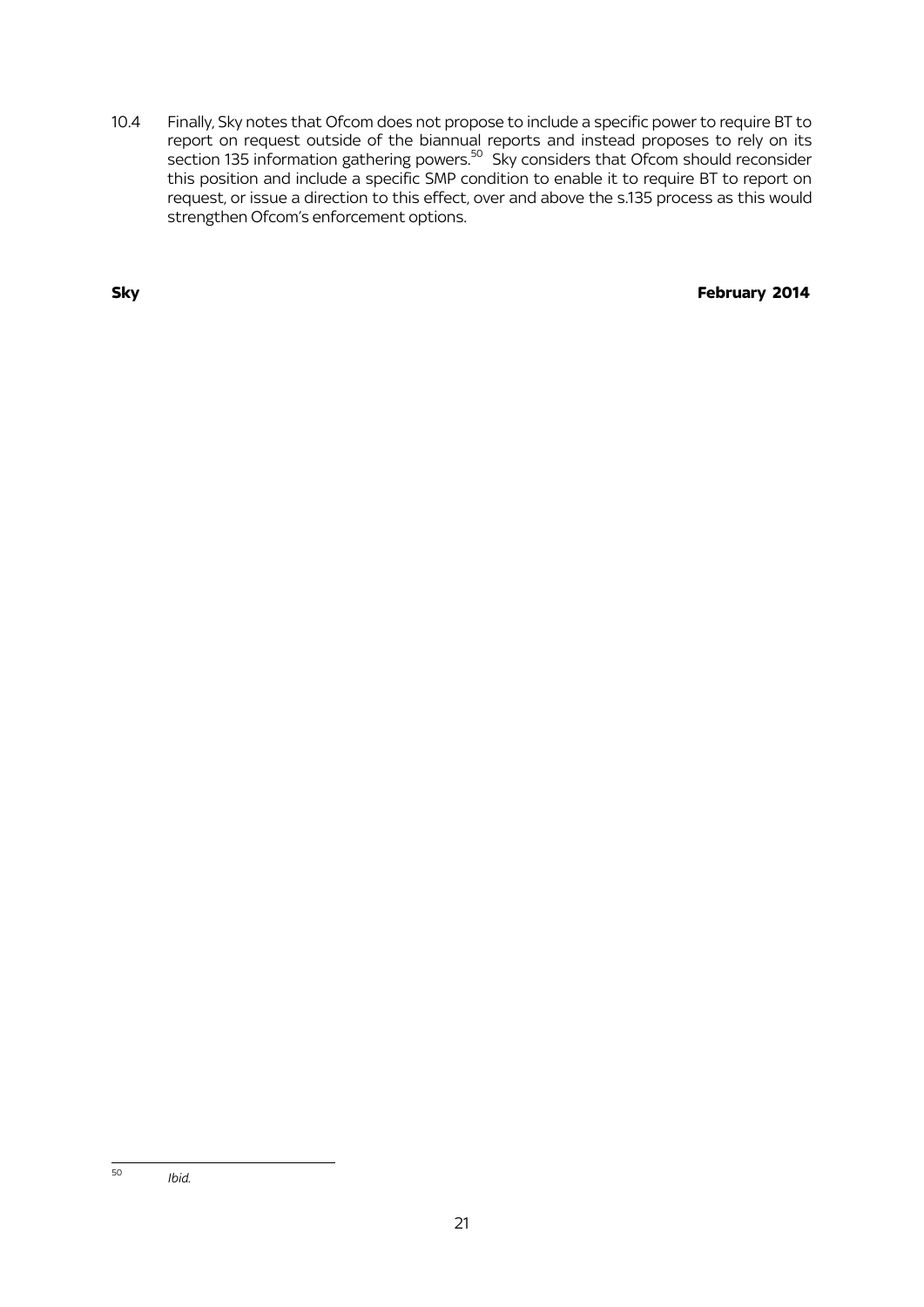10.4 Finally, Sky notes that Ofcom does not propose to include a specific power to require BT to report on request outside of the biannual reports and instead proposes to rely on its section 135 information gathering powers.[50] Sky considers that Ofcom should reconsider this position and include a specific SMP condition to enable it to require BT to report on request, or issue a direction to this effect, over and above the s.135 process as this would strengthen Ofcom's enforcement options.

**Sky** **February 2014**

---

[50] *Ibid.*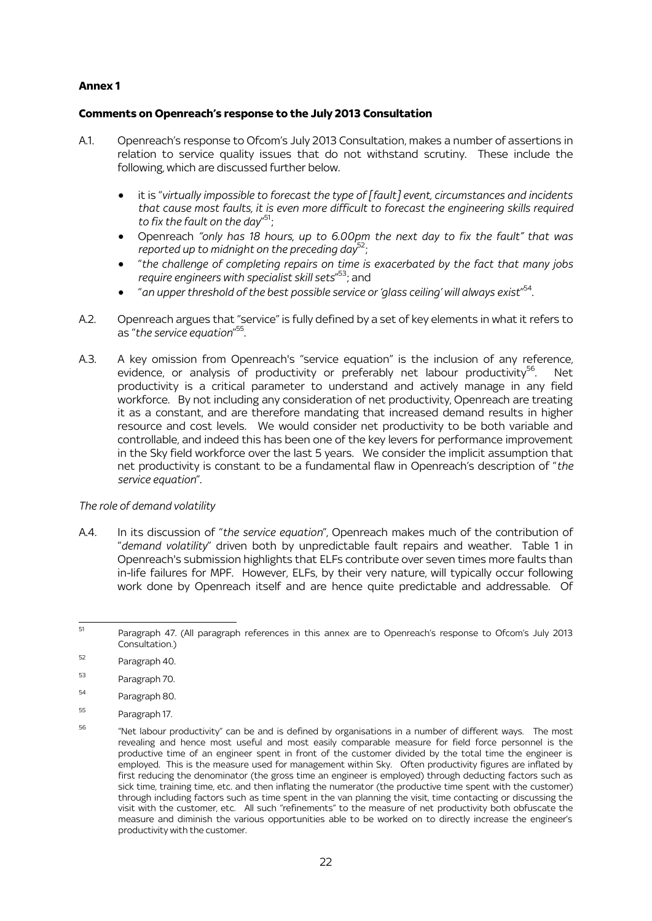**Annex 1**

**Comments on Openreach's response to the July 2013 Consultation**

A.1. Openreach's response to Ofcom's July 2013 Consultation, makes a number of assertions in relation to service quality issues that do not withstand scrutiny. These include the following, which are discussed further below.

- it is "*virtually impossible to forecast the type of [fault] event, circumstances and incidents that cause most faults, it is even more difficult to forecast the engineering skills required to fix the fault on the day*"[51];
- Openreach *"only has 18 hours, up to 6.00pm the next day to fix the fault" that was reported up to midnight on the preceding day*[52];
- "*the challenge of completing repairs on time is exacerbated by the fact that many jobs require engineers with specialist skill sets*"[53]; and
- "*an upper threshold of the best possible service or 'glass ceiling' will always exist*"[54].

A.2. Openreach argues that "service" is fully defined by a set of key elements in what it refers to as "*the service equation*"[55].

A.3. A key omission from Openreach's "service equation" is the inclusion of any reference, evidence, or analysis of productivity or preferably net labour productivity[56]. Net productivity is a critical parameter to understand and actively manage in any field workforce. By not including any consideration of net productivity, Openreach are treating it as a constant, and are therefore mandating that increased demand results in higher resource and cost levels. We would consider net productivity to be both variable and controllable, and indeed this has been one of the key levers for performance improvement in the Sky field workforce over the last 5 years. We consider the implicit assumption that net productivity is constant to be a fundamental flaw in Openreach's description of "*the service equation*".

*The role of demand volatility*

A.4. In its discussion of "*the service equation*", Openreach makes much of the contribution of "*demand volatility*" driven both by unpredictable fault repairs and weather. Table 1 in Openreach's submission highlights that ELFs contribute over seven times more faults than in-life failures for MPF. However, ELFs, by their very nature, will typically occur following work done by Openreach itself and are hence quite predictable and addressable. Of

---

[51] Paragraph 47. (All paragraph references in this annex are to Openreach's response to Ofcom's July 2013 Consultation.)

[52] Paragraph 40.

[53] Paragraph 70.

[54] Paragraph 80.

[55] Paragraph 17.

[56] "Net labour productivity" can be and is defined by organisations in a number of different ways. The most revealing and hence most useful and most easily comparable measure for field force personnel is the productive time of an engineer spent in front of the customer divided by the total time the engineer is employed. This is the measure used for management within Sky. Often productivity figures are inflated by first reducing the denominator (the gross time an engineer is employed) through deducting factors such as sick time, training time, etc. and then inflating the numerator (the productive time spent with the customer) through including factors such as time spent in the van planning the visit, time contacting or discussing the visit with the customer, etc. All such "refinements" to the measure of net productivity both obfuscate the measure and diminish the various opportunities able to be worked on to directly increase the engineer's productivity with the customer.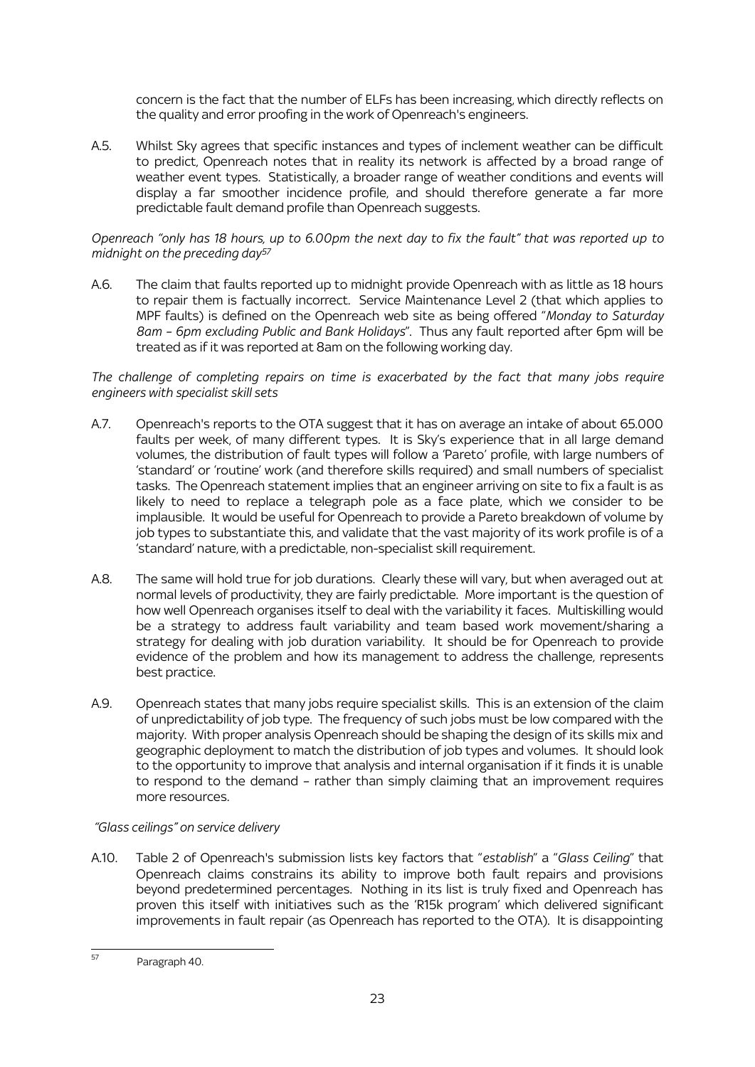concern is the fact that the number of ELFs has been increasing, which directly reflects on the quality and error proofing in the work of Openreach's engineers.

A.5. Whilst Sky agrees that specific instances and types of inclement weather can be difficult to predict, Openreach notes that in reality its network is affected by a broad range of weather event types. Statistically, a broader range of weather conditions and events will display a far smoother incidence profile, and should therefore generate a far more predictable fault demand profile than Openreach suggests.

*Openreach "only has 18 hours, up to 6.00pm the next day to fix the fault" that was reported up to midnight on the preceding day*[57]

A.6. The claim that faults reported up to midnight provide Openreach with as little as 18 hours to repair them is factually incorrect. Service Maintenance Level 2 (that which applies to MPF faults) is defined on the Openreach web site as being offered "*Monday to Saturday 8am – 6pm excluding Public and Bank Holidays*". Thus any fault reported after 6pm will be treated as if it was reported at 8am on the following working day.

*The challenge of completing repairs on time is exacerbated by the fact that many jobs require engineers with specialist skill sets*

A.7. Openreach's reports to the OTA suggest that it has on average an intake of about 65.000 faults per week, of many different types. It is Sky's experience that in all large demand volumes, the distribution of fault types will follow a 'Pareto' profile, with large numbers of 'standard' or 'routine' work (and therefore skills required) and small numbers of specialist tasks. The Openreach statement implies that an engineer arriving on site to fix a fault is as likely to need to replace a telegraph pole as a face plate, which we consider to be implausible. It would be useful for Openreach to provide a Pareto breakdown of volume by job types to substantiate this, and validate that the vast majority of its work profile is of a 'standard' nature, with a predictable, non-specialist skill requirement.

A.8. The same will hold true for job durations. Clearly these will vary, but when averaged out at normal levels of productivity, they are fairly predictable. More important is the question of how well Openreach organises itself to deal with the variability it faces. Multiskilling would be a strategy to address fault variability and team based work movement/sharing a strategy for dealing with job duration variability. It should be for Openreach to provide evidence of the problem and how its management to address the challenge, represents best practice.

A.9. Openreach states that many jobs require specialist skills. This is an extension of the claim of unpredictability of job type. The frequency of such jobs must be low compared with the majority. With proper analysis Openreach should be shaping the design of its skills mix and geographic deployment to match the distribution of job types and volumes. It should look to the opportunity to improve that analysis and internal organisation if it finds it is unable to respond to the demand – rather than simply claiming that an improvement requires more resources.

*"Glass ceilings" on service delivery*

A.10. Table 2 of Openreach's submission lists key factors that "*establish*" a "*Glass Ceiling*" that Openreach claims constrains its ability to improve both fault repairs and provisions beyond predetermined percentages. Nothing in its list is truly fixed and Openreach has proven this itself with initiatives such as the 'R15k program' which delivered significant improvements in fault repair (as Openreach has reported to the OTA). It is disappointing

[57] Paragraph 40.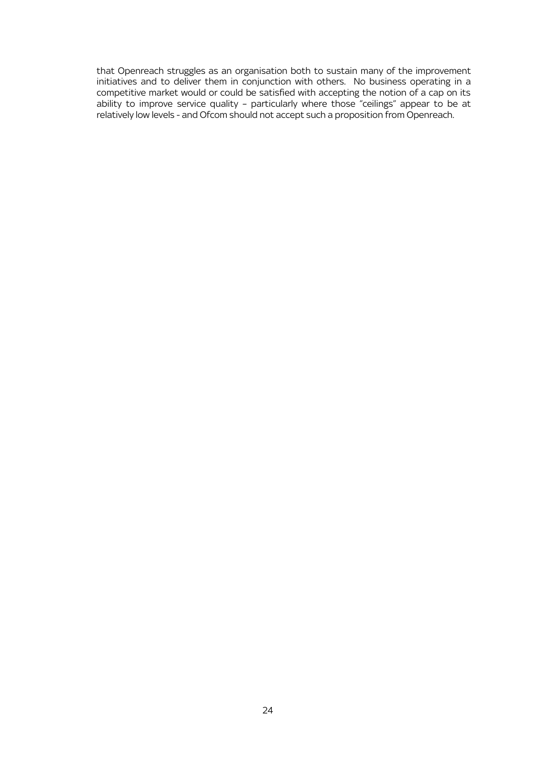that Openreach struggles as an organisation both to sustain many of the improvement initiatives and to deliver them in conjunction with others. No business operating in a competitive market would or could be satisfied with accepting the notion of a cap on its ability to improve service quality – particularly where those "ceilings" appear to be at relatively low levels - and Ofcom should not accept such a proposition from Openreach.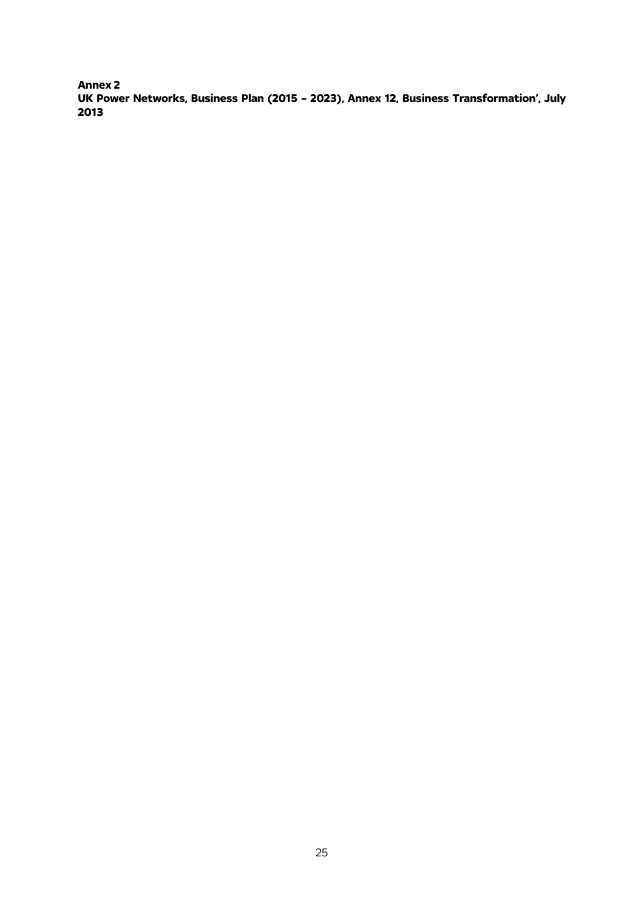**Annex 2**

**UK Power Networks, Business Plan (2015 – 2023), Annex 12, Business Transformation', July 2013**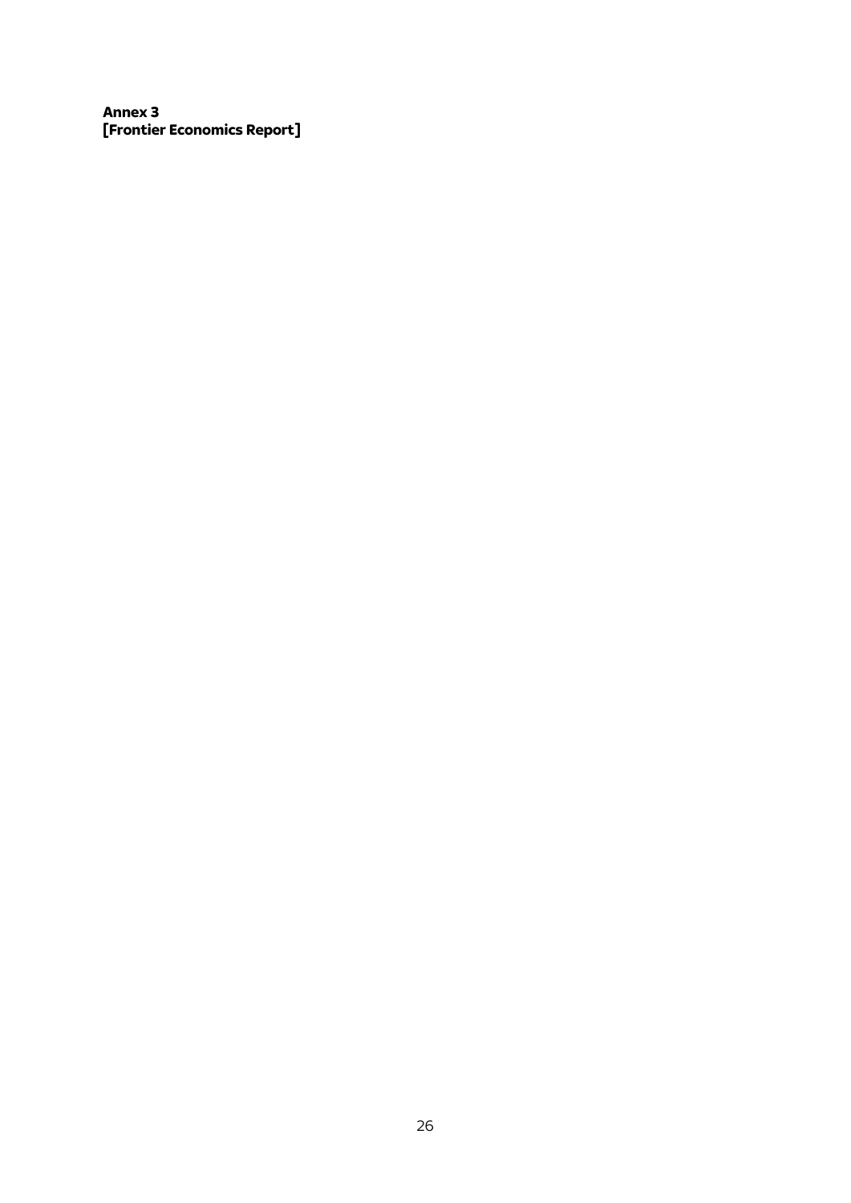**Annex 3**
**[Frontier Economics Report]**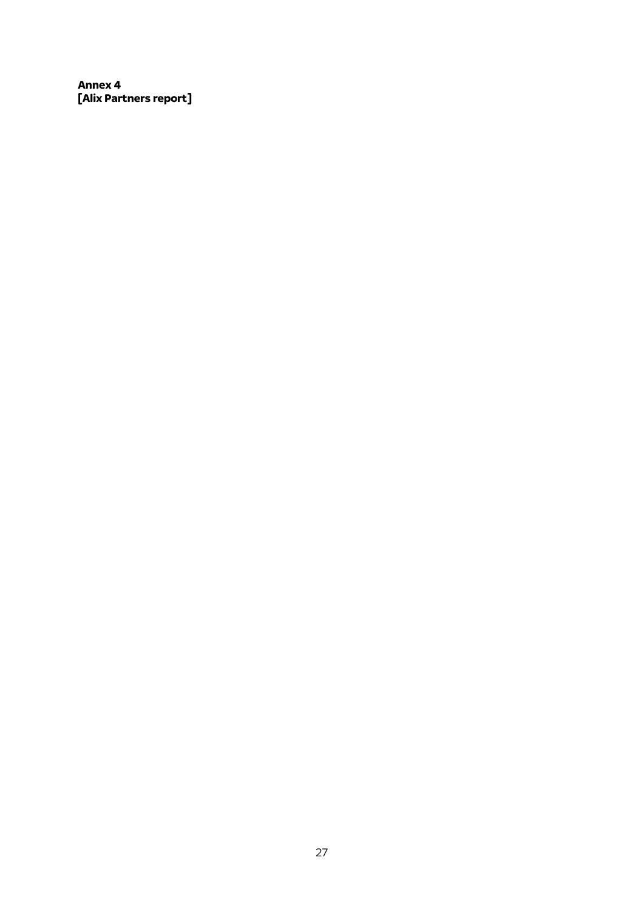**Annex 4**
**[Alix Partners report]**